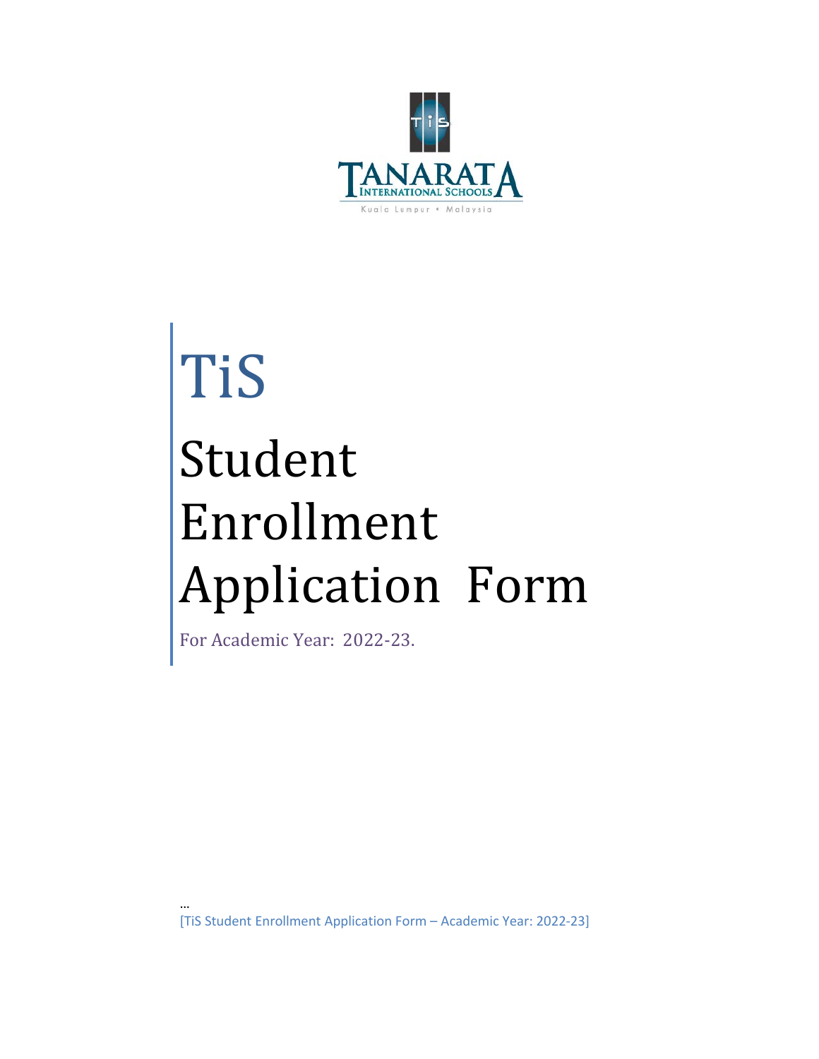TANARATA INTERNATIONAL SCHOOLS

Kuala Lumpur • Malaysia

# TiS

# Student Enrollment Application Form

For Academic Year: 2022-23.

…

[TiS Student Enrollment Application Form – Academic Year: 2022-23]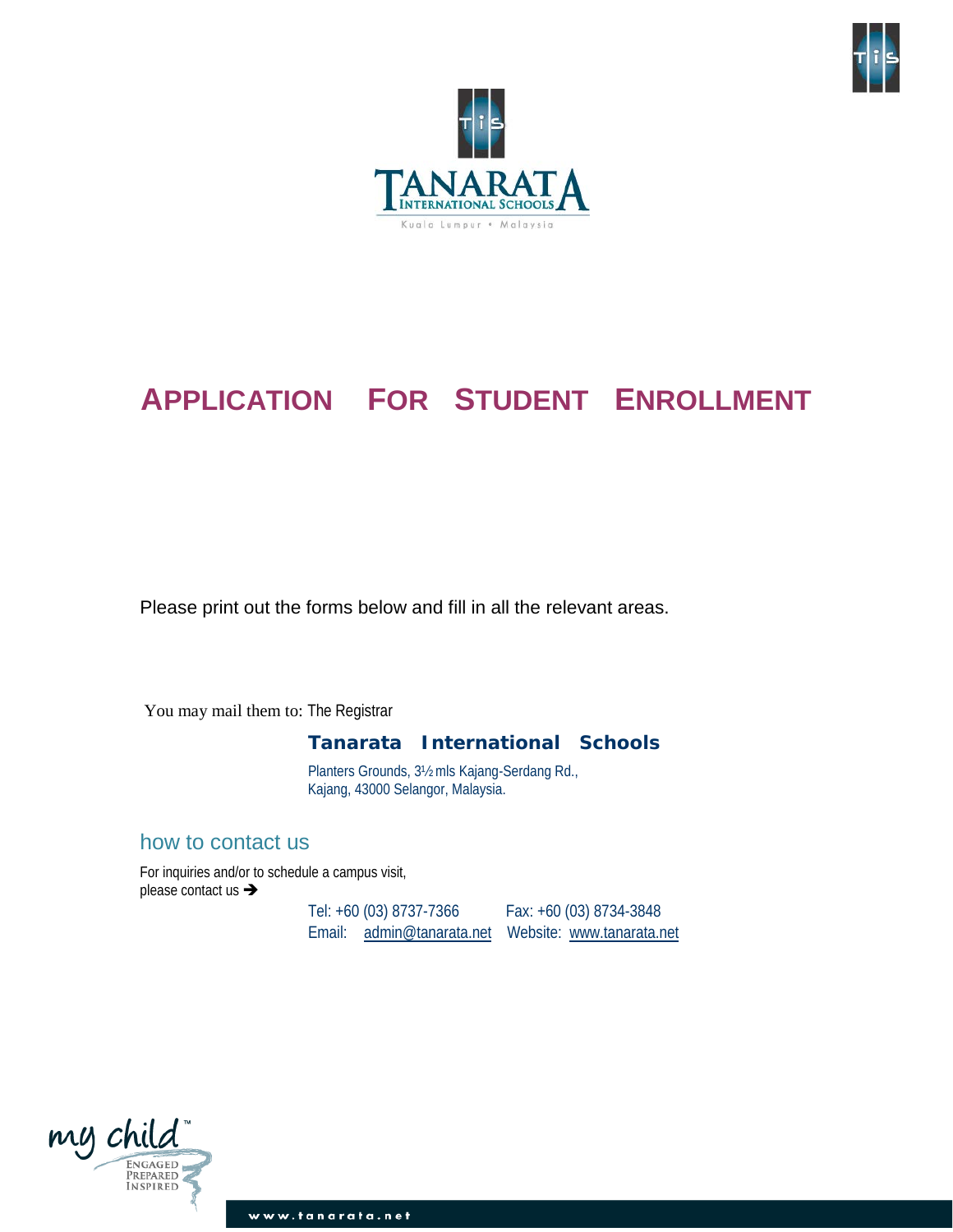# APPLICATION FOR STUDENT ENROLLMENT

Please print out the forms below and fill in all the relevant areas.

You may mail them to: The Registrar

**Tanarata International Schools**

Planters Grounds, 3½ mls Kajang-Serdang Rd.,
Kajang, 43000 Selangor, Malaysia.

## how to contact us

For inquiries and/or to schedule a campus visit,
please contact us ➔

Tel: +60 (03) 8737-7366 Fax: +60 (03) 8734-3848
Email: admin@tanarata.net Website: www.tanarata.net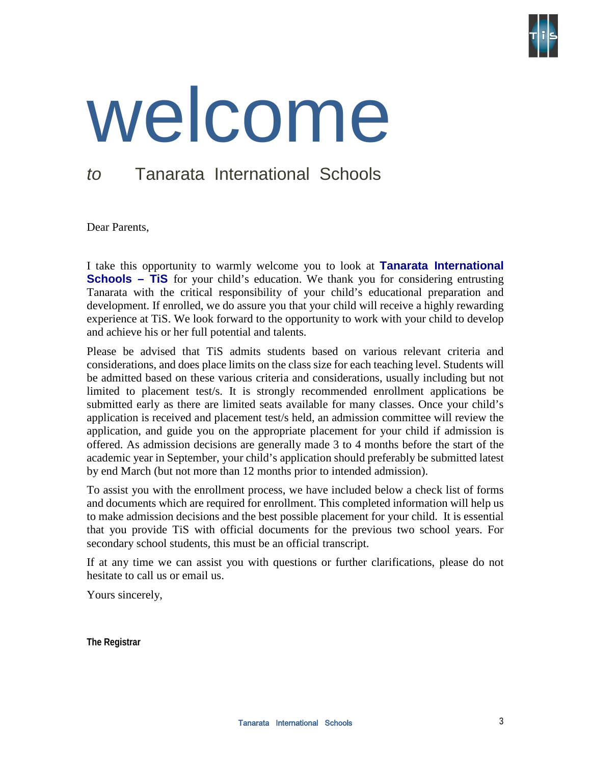# welcome

## *to* Tanarata International Schools

Dear Parents,

I take this opportunity to warmly welcome you to look at **Tanarata International Schools – TiS** for your child's education. We thank you for considering entrusting Tanarata with the critical responsibility of your child's educational preparation and development. If enrolled, we do assure you that your child will receive a highly rewarding experience at TiS. We look forward to the opportunity to work with your child to develop and achieve his or her full potential and talents.

Please be advised that TiS admits students based on various relevant criteria and considerations, and does place limits on the class size for each teaching level. Students will be admitted based on these various criteria and considerations, usually including but not limited to placement test/s. It is strongly recommended enrollment applications be submitted early as there are limited seats available for many classes. Once your child's application is received and placement test/s held, an admission committee will review the application, and guide you on the appropriate placement for your child if admission is offered. As admission decisions are generally made 3 to 4 months before the start of the academic year in September, your child's application should preferably be submitted latest by end March (but not more than 12 months prior to intended admission).

To assist you with the enrollment process, we have included below a check list of forms and documents which are required for enrollment. This completed information will help us to make admission decisions and the best possible placement for your child. It is essential that you provide TiS with official documents for the previous two school years. For secondary school students, this must be an official transcript.

If at any time we can assist you with questions or further clarifications, please do not hesitate to call us or email us.

Yours sincerely,

**The Registrar**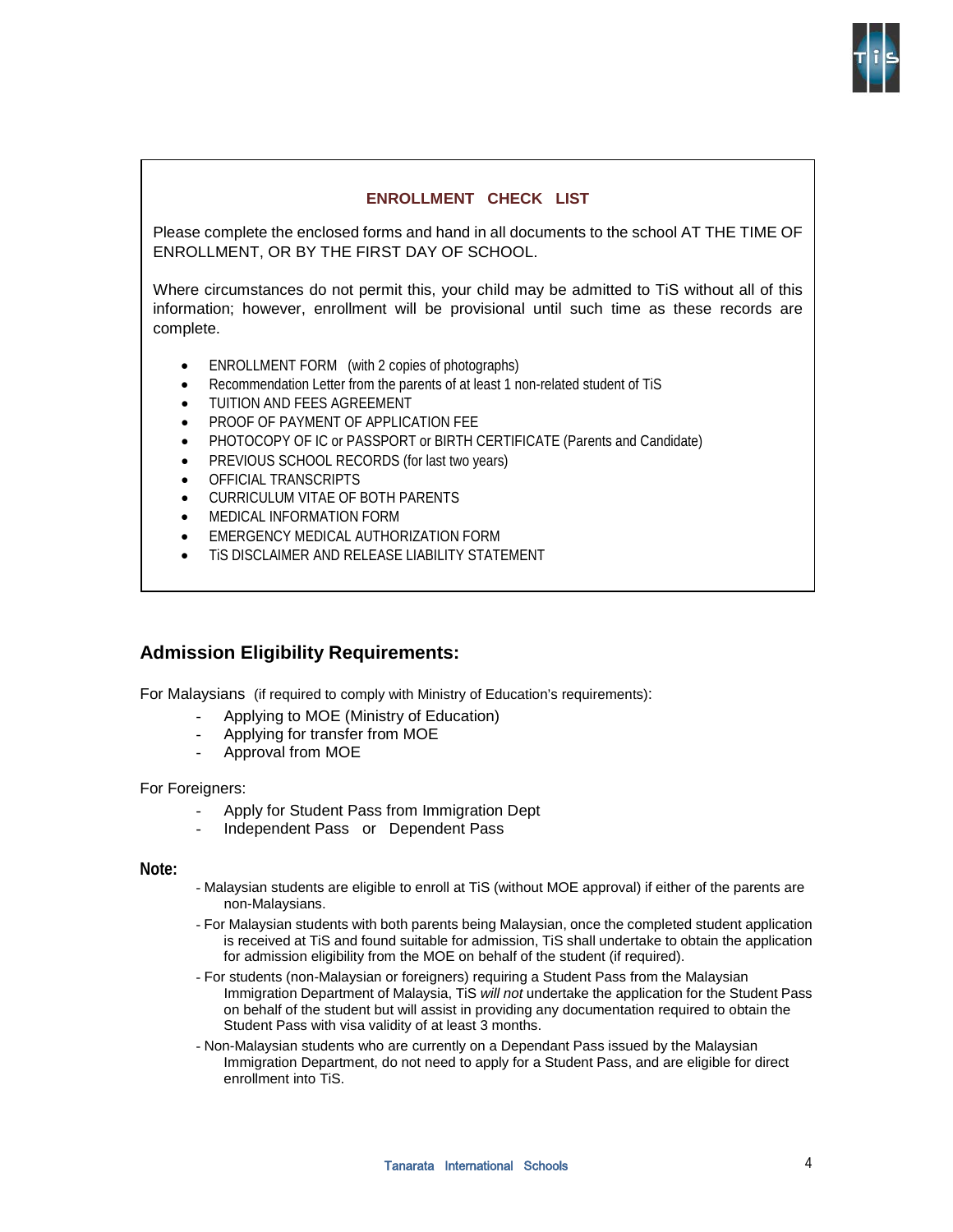## ENROLLMENT CHECK LIST

Please complete the enclosed forms and hand in all documents to the school AT THE TIME OF ENROLLMENT, OR BY THE FIRST DAY OF SCHOOL.

Where circumstances do not permit this, your child may be admitted to TiS without all of this information; however, enrollment will be provisional until such time as these records are complete.

- ENROLLMENT FORM (with 2 copies of photographs)
- Recommendation Letter from the parents of at least 1 non-related student of TiS
- TUITION AND FEES AGREEMENT
- PROOF OF PAYMENT OF APPLICATION FEE
- PHOTOCOPY OF IC or PASSPORT or BIRTH CERTIFICATE (Parents and Candidate)
- PREVIOUS SCHOOL RECORDS (for last two years)
- OFFICIAL TRANSCRIPTS
- CURRICULUM VITAE OF BOTH PARENTS
- MEDICAL INFORMATION FORM
- EMERGENCY MEDICAL AUTHORIZATION FORM
- TiS DISCLAIMER AND RELEASE LIABILITY STATEMENT

## Admission Eligibility Requirements:

For Malaysians (if required to comply with Ministry of Education's requirements):

- Applying to MOE (Ministry of Education)
- Applying for transfer from MOE
- Approval from MOE

For Foreigners:

- Apply for Student Pass from Immigration Dept
- Independent Pass or Dependent Pass

**Note:**

- Malaysian students are eligible to enroll at TiS (without MOE approval) if either of the parents are non-Malaysians.
- For Malaysian students with both parents being Malaysian, once the completed student application is received at TiS and found suitable for admission, TiS shall undertake to obtain the application for admission eligibility from the MOE on behalf of the student (if required).
- For students (non-Malaysian or foreigners) requiring a Student Pass from the Malaysian Immigration Department of Malaysia, TiS *will not* undertake the application for the Student Pass on behalf of the student but will assist in providing any documentation required to obtain the Student Pass with visa validity of at least 3 months.
- Non-Malaysian students who are currently on a Dependant Pass issued by the Malaysian Immigration Department, do not need to apply for a Student Pass, and are eligible for direct enrollment into TiS.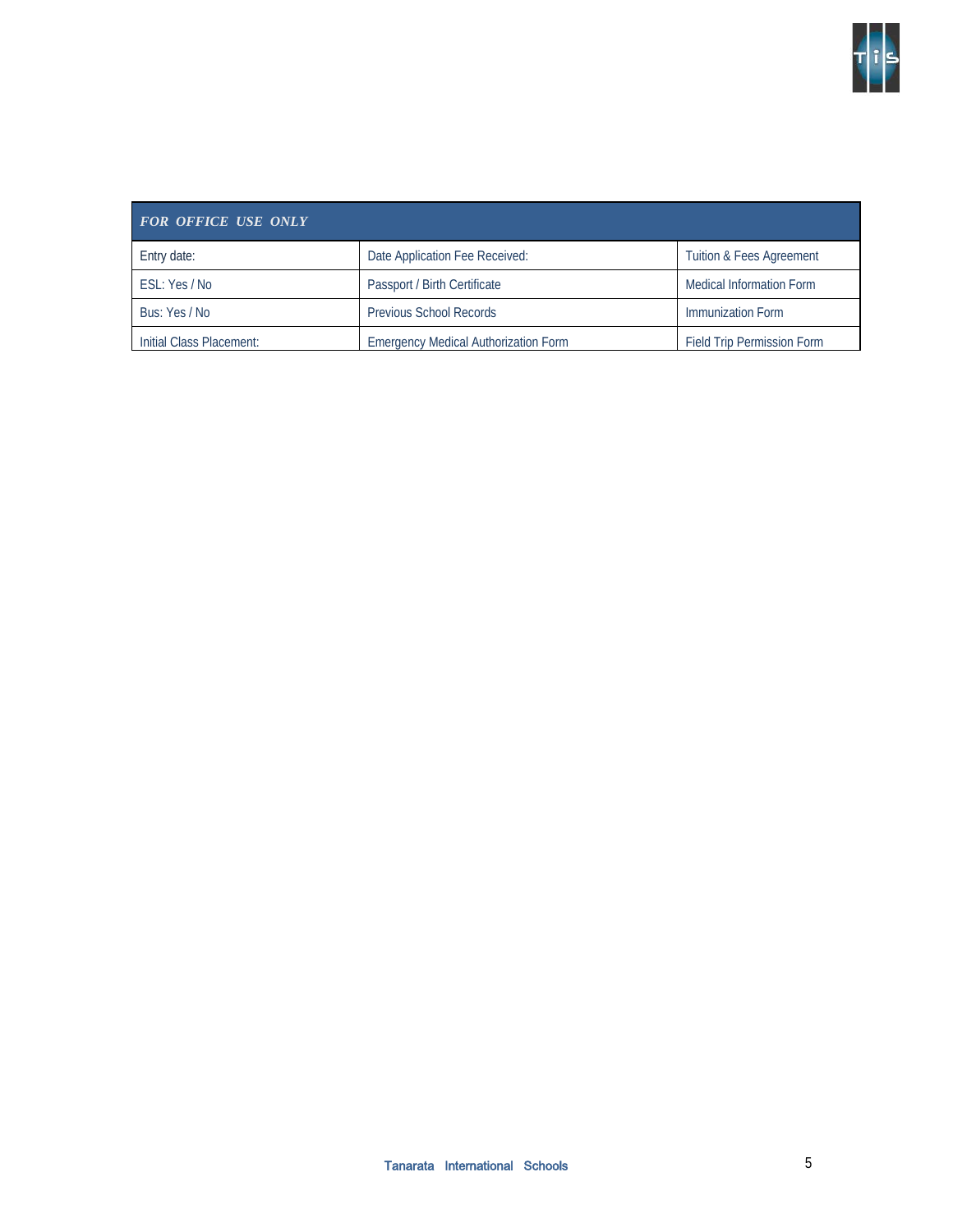| *FOR OFFICE USE ONLY* | | |
|---|---|---|
| Entry date: | Date Application Fee Received: | Tuition & Fees Agreement |
| ESL: Yes / No | Passport / Birth Certificate | Medical Information Form |
| Bus: Yes / No | Previous School Records | Immunization Form |
| Initial Class Placement: | Emergency Medical Authorization Form | Field Trip Permission Form |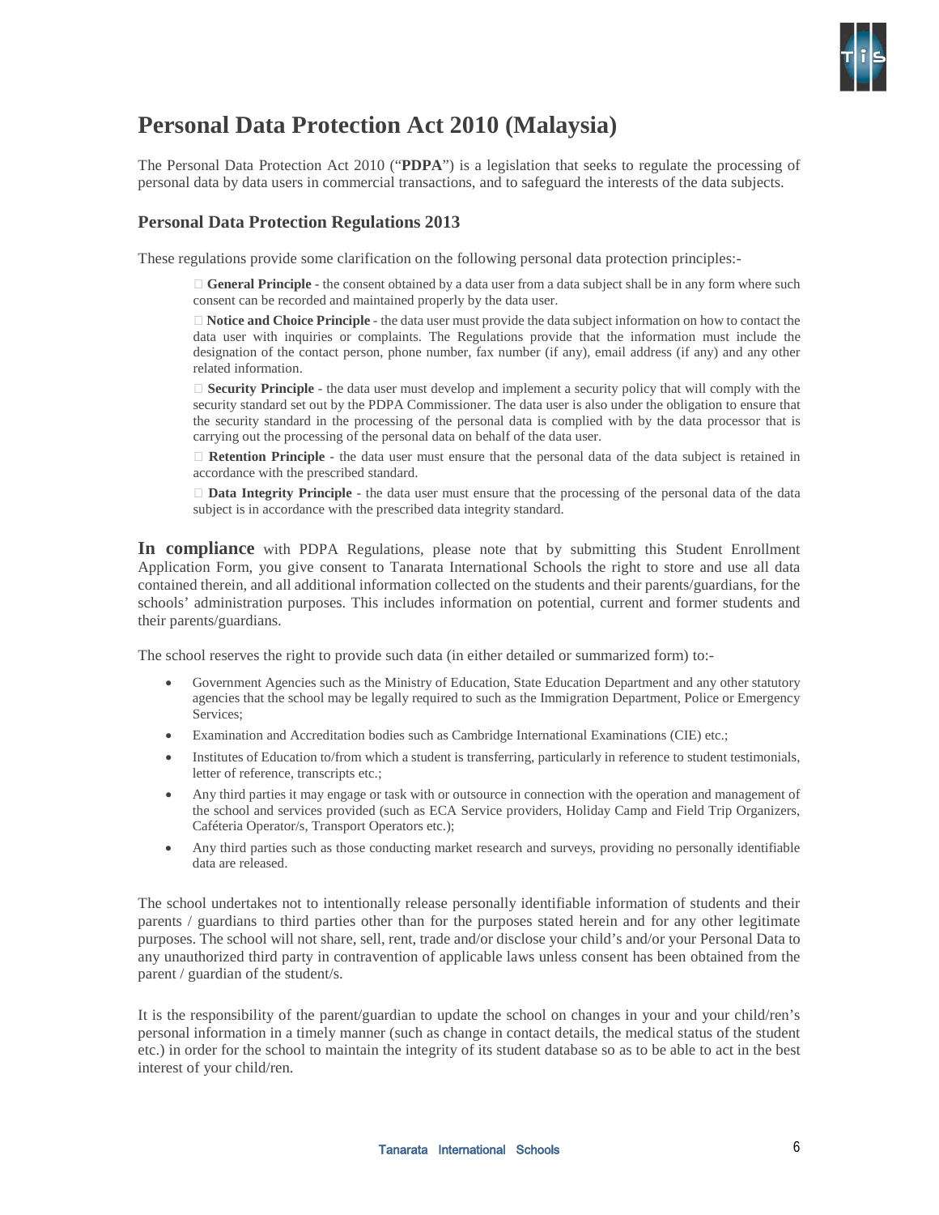# Personal Data Protection Act 2010 (Malaysia)

The Personal Data Protection Act 2010 ("**PDPA**") is a legislation that seeks to regulate the processing of personal data by data users in commercial transactions, and to safeguard the interests of the data subjects.

## Personal Data Protection Regulations 2013

These regulations provide some clarification on the following personal data protection principles:-

- **General Principle** - the consent obtained by a data user from a data subject shall be in any form where such consent can be recorded and maintained properly by the data user.
- **Notice and Choice Principle** - the data user must provide the data subject information on how to contact the data user with inquiries or complaints. The Regulations provide that the information must include the designation of the contact person, phone number, fax number (if any), email address (if any) and any other related information.
- **Security Principle** - the data user must develop and implement a security policy that will comply with the security standard set out by the PDPA Commissioner. The data user is also under the obligation to ensure that the security standard in the processing of the personal data is complied with by the data processor that is carrying out the processing of the personal data on behalf of the data user.
- **Retention Principle** - the data user must ensure that the personal data of the data subject is retained in accordance with the prescribed standard.
- **Data Integrity Principle** - the data user must ensure that the processing of the personal data of the data subject is in accordance with the prescribed data integrity standard.

**In compliance** with PDPA Regulations, please note that by submitting this Student Enrollment Application Form, you give consent to Tanarata International Schools the right to store and use all data contained therein, and all additional information collected on the students and their parents/guardians, for the schools' administration purposes. This includes information on potential, current and former students and their parents/guardians.

The school reserves the right to provide such data (in either detailed or summarized form) to:-

- Government Agencies such as the Ministry of Education, State Education Department and any other statutory agencies that the school may be legally required to such as the Immigration Department, Police or Emergency Services;
- Examination and Accreditation bodies such as Cambridge International Examinations (CIE) etc.;
- Institutes of Education to/from which a student is transferring, particularly in reference to student testimonials, letter of reference, transcripts etc.;
- Any third parties it may engage or task with or outsource in connection with the operation and management of the school and services provided (such as ECA Service providers, Holiday Camp and Field Trip Organizers, Caféteria Operator/s, Transport Operators etc.);
- Any third parties such as those conducting market research and surveys, providing no personally identifiable data are released.

The school undertakes not to intentionally release personally identifiable information of students and their parents / guardians to third parties other than for the purposes stated herein and for any other legitimate purposes. The school will not share, sell, rent, trade and/or disclose your child's and/or your Personal Data to any unauthorized third party in contravention of applicable laws unless consent has been obtained from the parent / guardian of the student/s.

It is the responsibility of the parent/guardian to update the school on changes in your and your child/ren's personal information in a timely manner (such as change in contact details, the medical status of the student etc.) in order for the school to maintain the integrity of its student database so as to be able to act in the best interest of your child/ren.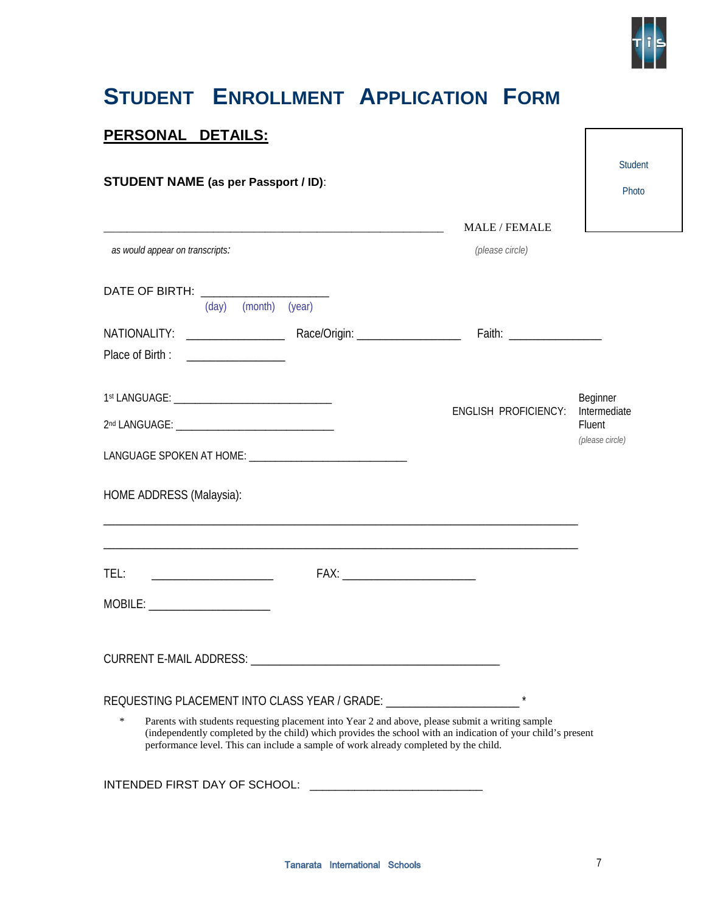# STUDENT ENROLLMENT APPLICATION FORM

## PERSONAL DETAILS:

Student Photo

**STUDENT NAME (as per Passport / ID)**:

_______________________________________________ MALE / FEMALE

*as would appear on transcripts:* *(please circle)*

DATE OF BIRTH: ____________________
(day) (month) (year)

NATIONALITY: _______________ Race/Origin: ________________ Faith: _______________

Place of Birth : _______________

1st LANGUAGE: ___________________________

2nd LANGUAGE: ___________________________

ENGLISH PROFICIENCY: Beginner / Intermediate / Fluent *(please circle)*

LANGUAGE SPOKEN AT HOME: ___________________________

HOME ADDRESS (Malaysia):

___________________________________________________________________

___________________________________________________________________

TEL: ___________________ FAX: ____________________

MOBILE: ___________________

CURRENT E-MAIL ADDRESS: ________________________________________

REQUESTING PLACEMENT INTO CLASS YEAR / GRADE: ____________________ *

\* Parents with students requesting placement into Year 2 and above, please submit a writing sample (independently completed by the child) which provides the school with an indication of your child's present performance level. This can include a sample of work already completed by the child.

INTENDED FIRST DAY OF SCHOOL: __________________________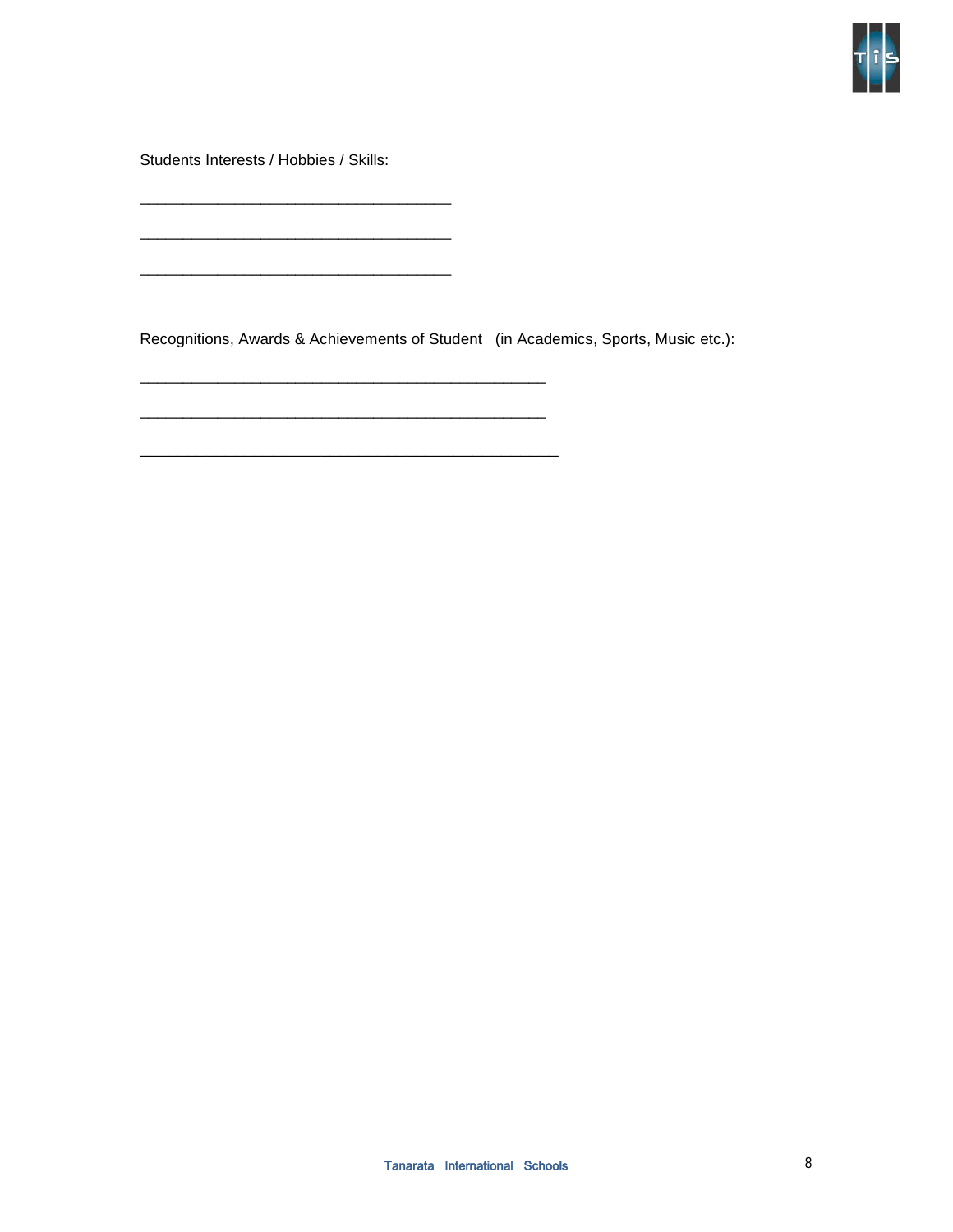Students Interests / Hobbies / Skills:

____________________________________

____________________________________

____________________________________

Recognitions, Awards & Achievements of Student (in Academics, Sports, Music etc.):

_______________________________________________

_______________________________________________

_______________________________________________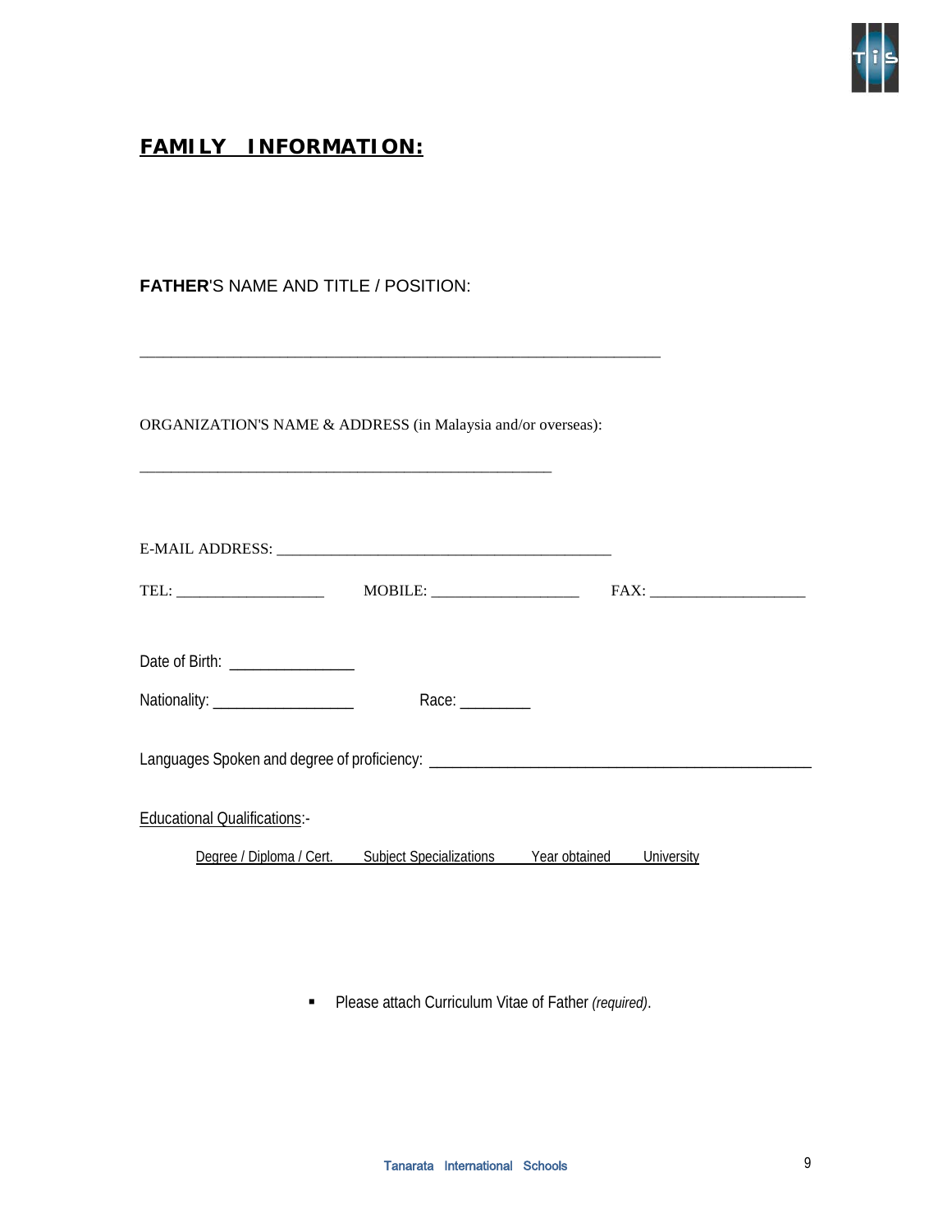## FAMILY INFORMATION:

**FATHER**'S NAME AND TITLE / POSITION:

_________________________________________________________________

ORGANIZATION'S NAME & ADDRESS (in Malaysia and/or overseas):

___________________________________________________

E-MAIL ADDRESS: __________________________________________

TEL: ___________________ MOBILE: ___________________ FAX: ____________________

Date of Birth: _______________

Nationality: _________________ Race: ________

Languages Spoken and degree of proficiency: _______________________________________________

Educational Qualifications:-

| Degree / Diploma / Cert. | Subject Specializations | Year obtained | University |
|---|---|---|---|

- Please attach Curriculum Vitae of Father *(required)*.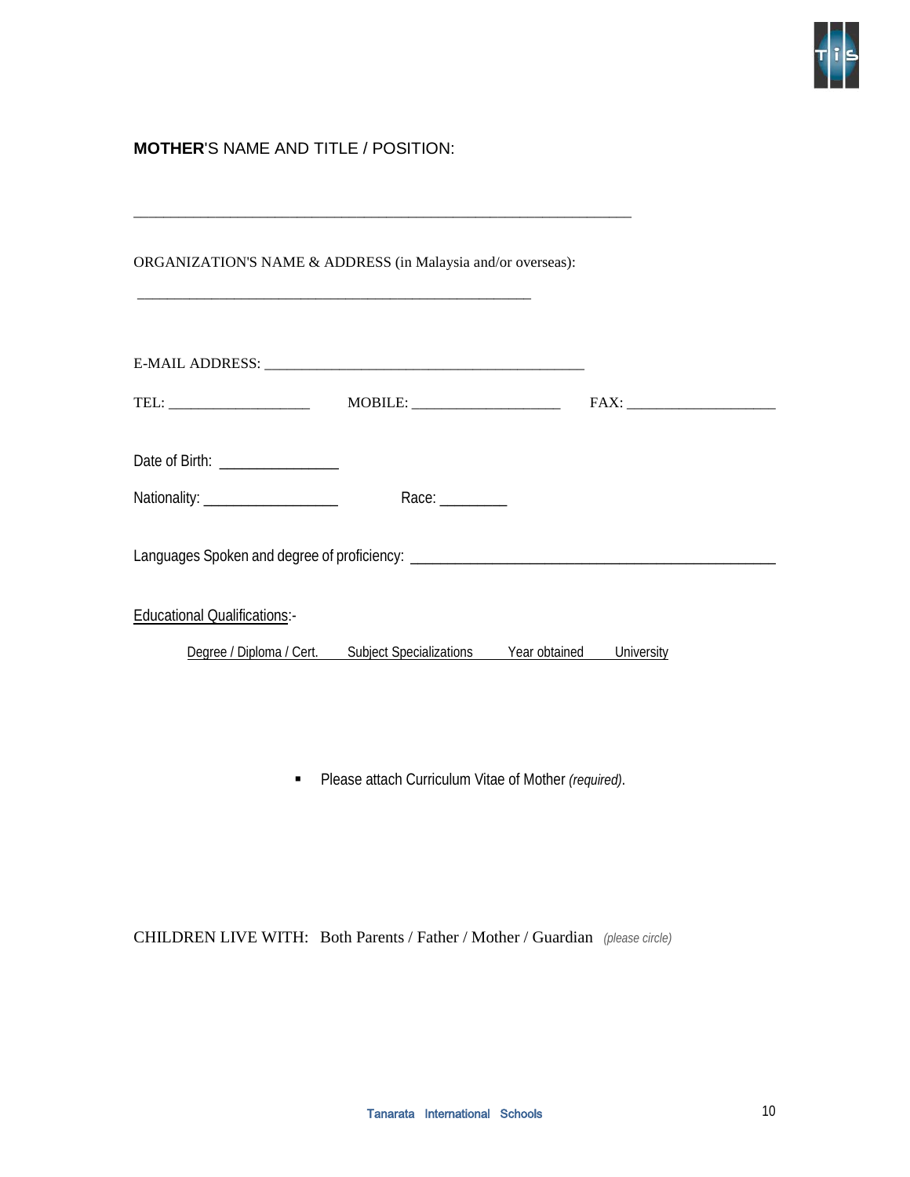**MOTHER**'S NAME AND TITLE / POSITION:

_______________________________________________________________

ORGANIZATION'S NAME & ADDRESS (in Malaysia and/or overseas):

_______________________________________________________

E-MAIL ADDRESS: ____________________________________________

TEL: ___________________ MOBILE: ____________________ FAX: ____________________

Date of Birth: _______________

Nationality: _________________ Race: ________

Languages Spoken and degree of proficiency: ______________________________________________

Educational Qualifications:-

| Degree / Diploma / Cert. | Subject Specializations | Year obtained | University |
| --- | --- | --- | --- |

- Please attach Curriculum Vitae of Mother *(required)*.

CHILDREN LIVE WITH: Both Parents / Father / Mother / Guardian *(please circle)*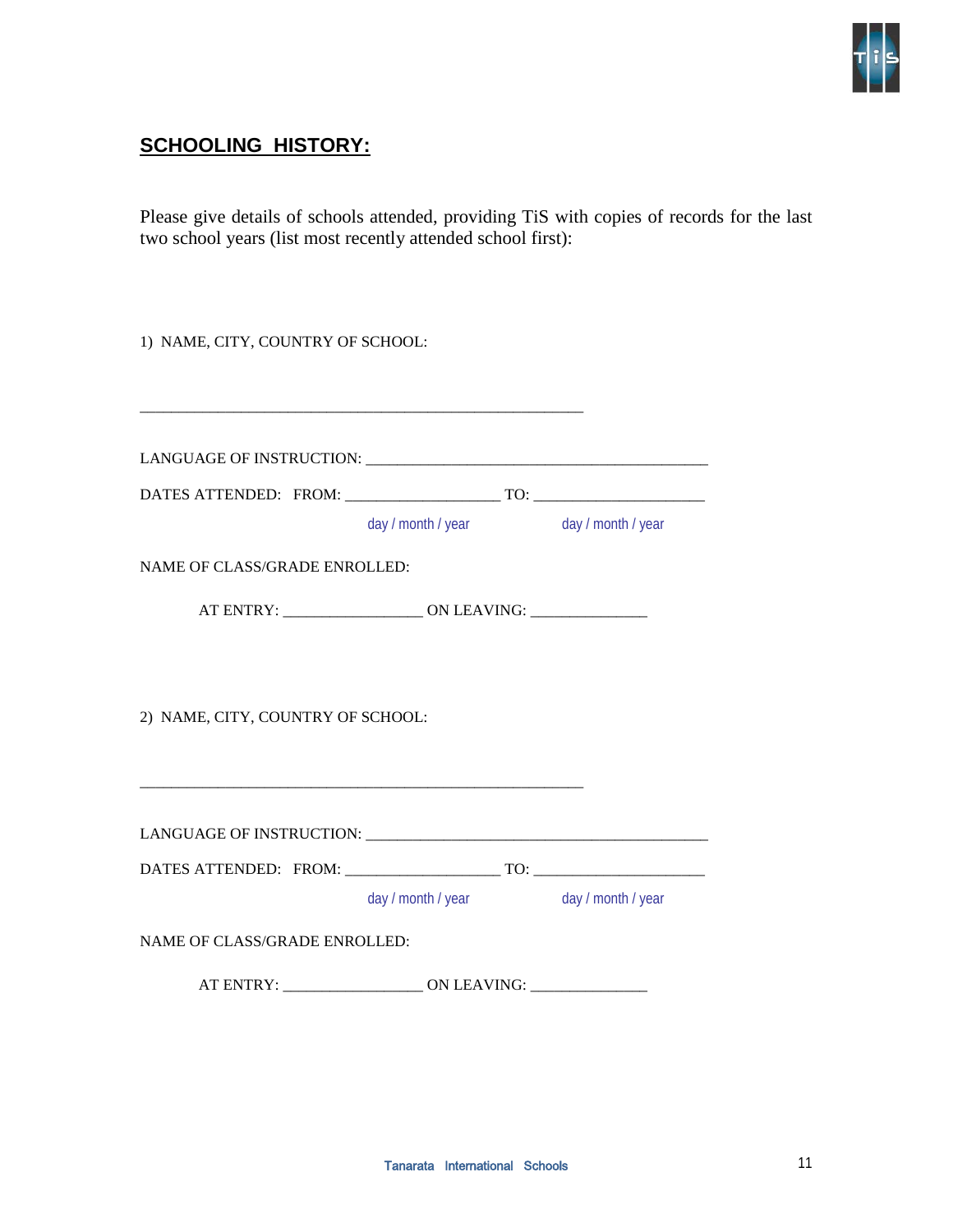## **SCHOOLING HISTORY:**

Please give details of schools attended, providing TiS with copies of records for the last two school years (list most recently attended school first):

1) NAME, CITY, COUNTRY OF SCHOOL:

_______________________________________________________

LANGUAGE OF INSTRUCTION: ___________________________________________

DATES ATTENDED: FROM: ___________________ TO: _____________________

day / month / year day / month / year

NAME OF CLASS/GRADE ENROLLED:

AT ENTRY: _________________ ON LEAVING: ______________

2) NAME, CITY, COUNTRY OF SCHOOL:

_______________________________________________________

LANGUAGE OF INSTRUCTION: ___________________________________________

DATES ATTENDED: FROM: ___________________ TO: _____________________

day / month / year day / month / year

NAME OF CLASS/GRADE ENROLLED:

AT ENTRY: _________________ ON LEAVING: ______________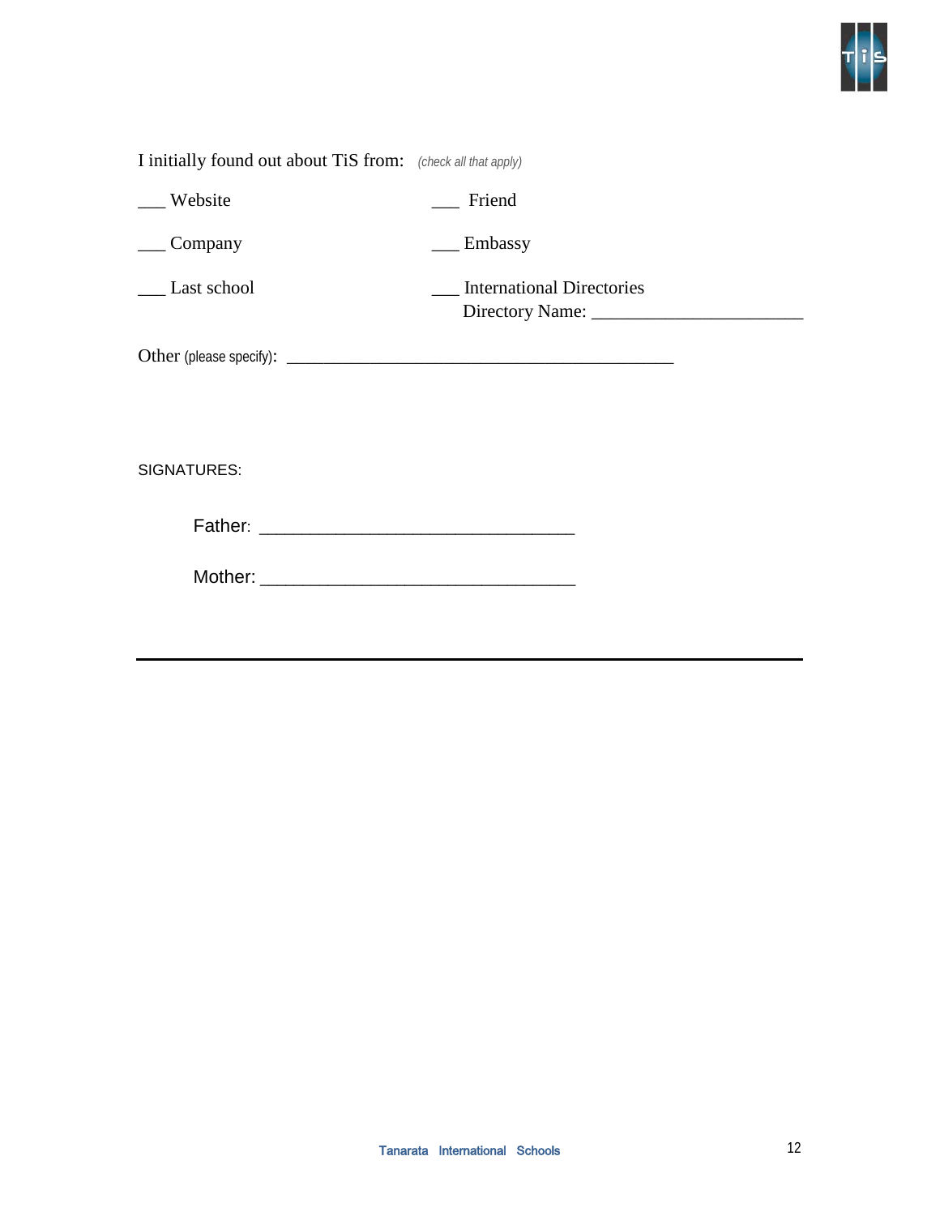I initially found out about TiS from: *(check all that apply)*

___ Website

___ Friend

___ Company

___ Embassy

___ Last school

___ International Directories
Directory Name: ________________________

Other (please specify): ____________________________________________

SIGNATURES:

Father: ________________________________

Mother: ________________________________

---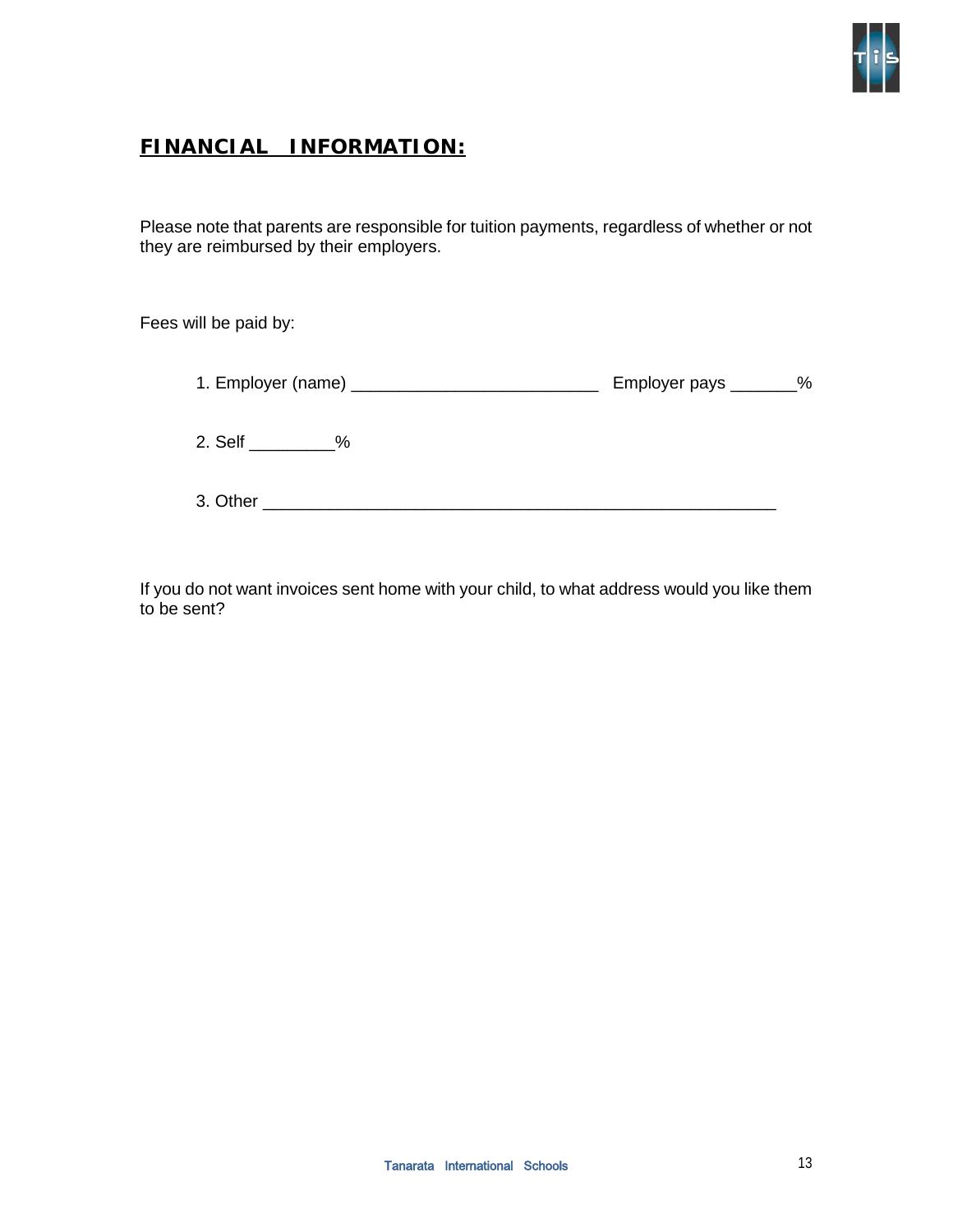## **FINANCIAL INFORMATION:**

Please note that parents are responsible for tuition payments, regardless of whether or not they are reimbursed by their employers.

Fees will be paid by:

1. Employer (name) ___________________________ Employer pays _______%

2. Self _________%

3. Other ________________________________________________________

If you do not want invoices sent home with your child, to what address would you like them to be sent?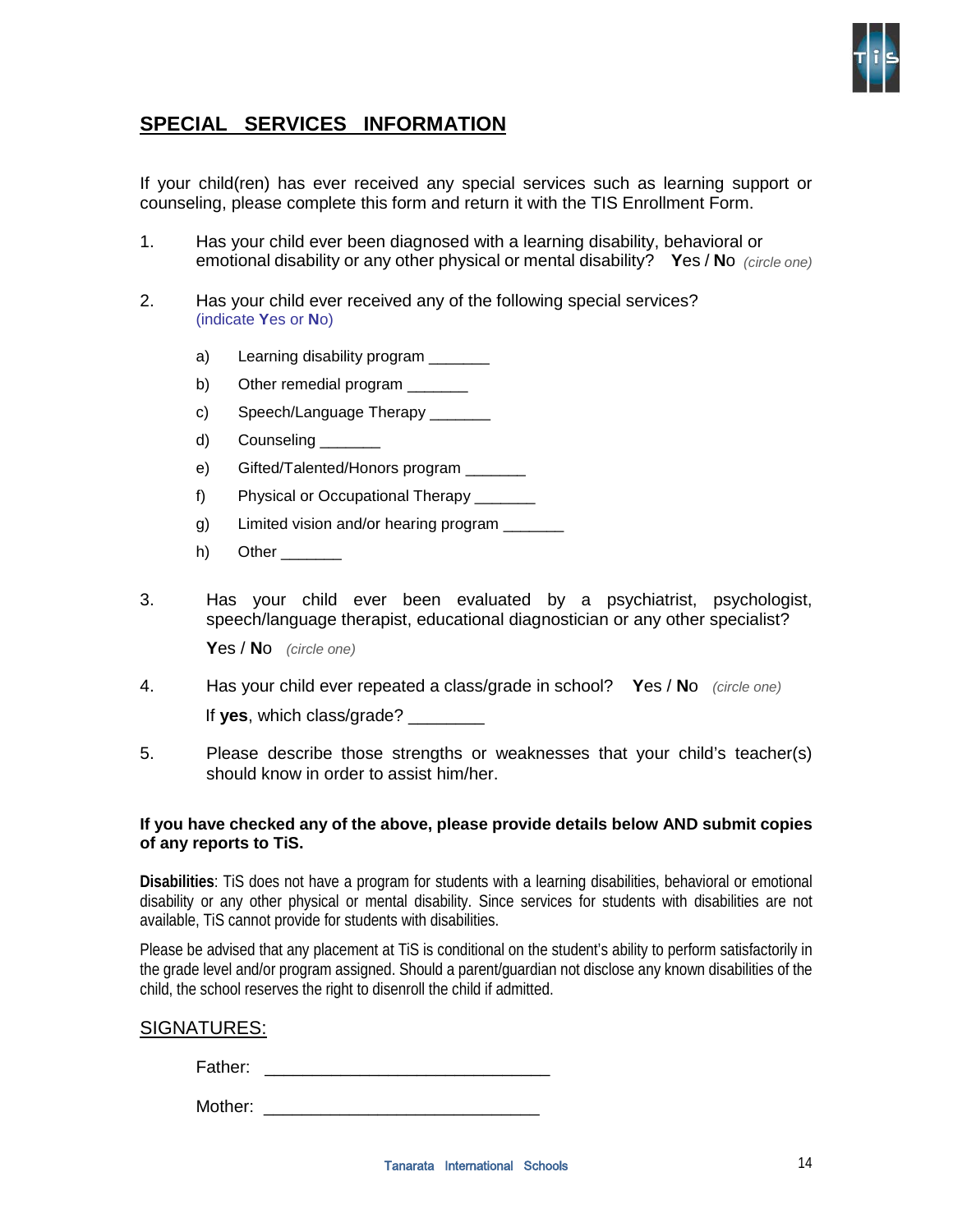## SPECIAL SERVICES INFORMATION

If your child(ren) has ever received any special services such as learning support or counseling, please complete this form and return it with the TIS Enrollment Form.

1. Has your child ever been diagnosed with a learning disability, behavioral or emotional disability or any other physical or mental disability? **Y**es / **N**o *(circle one)*

2. Has your child ever received any of the following special services? (indicate **Y**es or **N**o)

   a) Learning disability program _______

   b) Other remedial program _______

   c) Speech/Language Therapy _______

   d) Counseling _______

   e) Gifted/Talented/Honors program _______

   f) Physical or Occupational Therapy _______

   g) Limited vision and/or hearing program _______

   h) Other _______

3. Has your child ever been evaluated by a psychiatrist, psychologist, speech/language therapist, educational diagnostician or any other specialist?

   **Y**es / **N**o *(circle one)*

4. Has your child ever repeated a class/grade in school? **Y**es / **N**o *(circle one)*

   If **yes**, which class/grade? ________

5. Please describe those strengths or weaknesses that your child's teacher(s) should know in order to assist him/her.

**If you have checked any of the above, please provide details below AND submit copies of any reports to TiS.**

**Disabilities**: TiS does not have a program for students with a learning disabilities, behavioral or emotional disability or any other physical or mental disability. Since services for students with disabilities are not available, TiS cannot provide for students with disabilities.

Please be advised that any placement at TiS is conditional on the student's ability to perform satisfactorily in the grade level and/or program assigned. Should a parent/guardian not disclose any known disabilities of the child, the school reserves the right to disenroll the child if admitted.

SIGNATURES:

Father: ______________________________

Mother: ______________________________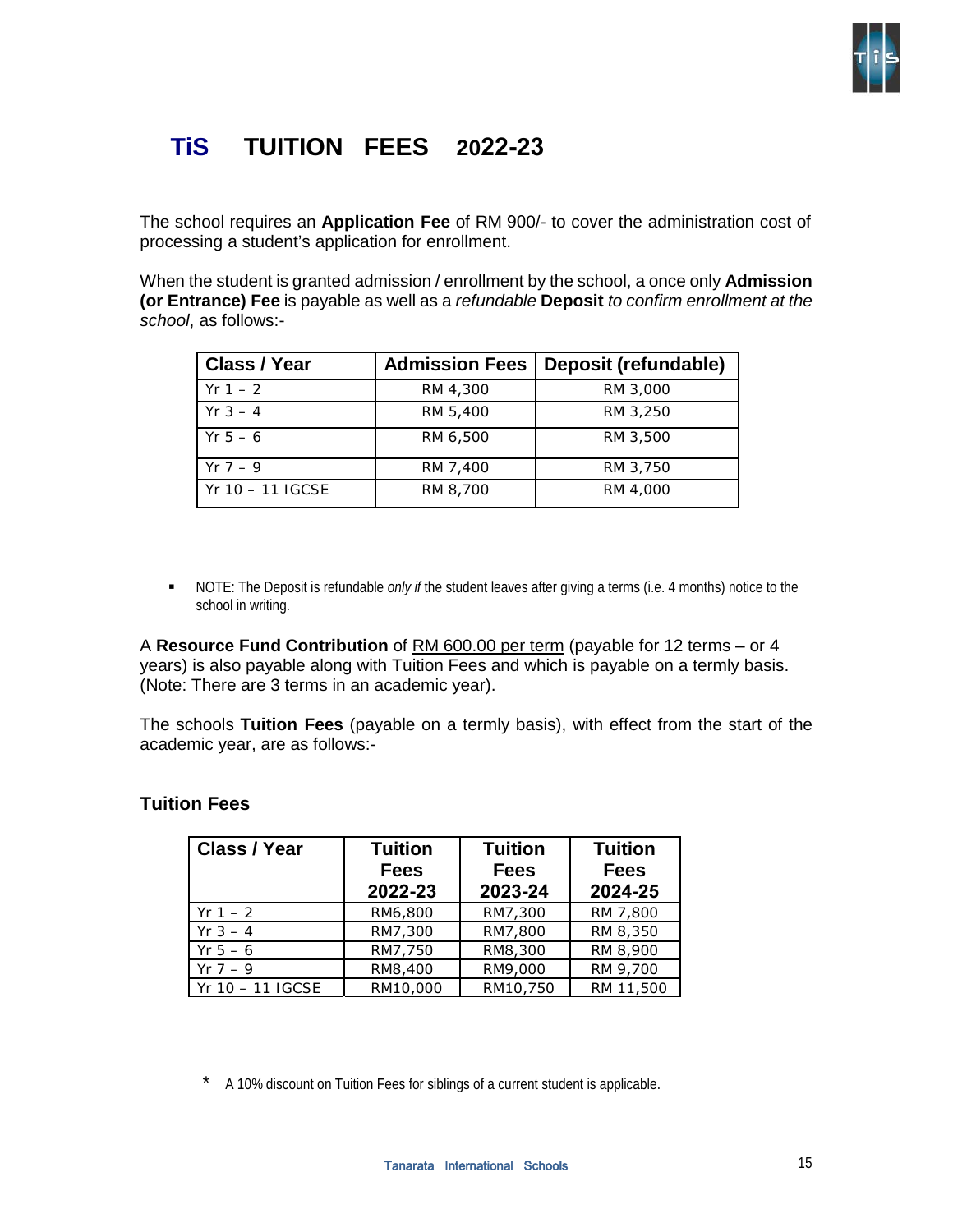# TiS TUITION FEES 2022-23

The school requires an **Application Fee** of RM 900/- to cover the administration cost of processing a student's application for enrollment.

When the student is granted admission / enrollment by the school, a once only **Admission (or Entrance) Fee** is payable as well as a *refundable* **Deposit** *to confirm enrollment at the school*, as follows:-

| Class / Year | Admission Fees | Deposit (refundable) |
|---|---|---|
| Yr 1 – 2 | RM 4,300 | RM 3,000 |
| Yr 3 – 4 | RM 5,400 | RM 3,250 |
| Yr 5 – 6 | RM 6,500 | RM 3,500 |
| Yr 7 – 9 | RM 7,400 | RM 3,750 |
| Yr 10 – 11 IGCSE | RM 8,700 | RM 4,000 |

- NOTE: The Deposit is refundable *only if* the student leaves after giving a terms (i.e. 4 months) notice to the school in writing.

A **Resource Fund Contribution** of RM 600.00 per term (payable for 12 terms – or 4 years) is also payable along with Tuition Fees and which is payable on a termly basis. (Note: There are 3 terms in an academic year).

The schools **Tuition Fees** (payable on a termly basis), with effect from the start of the academic year, are as follows:-

### Tuition Fees

| Class / Year | Tuition Fees 2022-23 | Tuition Fees 2023-24 | Tuition Fees 2024-25 |
|---|---|---|---|
| Yr 1 – 2 | RM6,800 | RM7,300 | RM 7,800 |
| Yr 3 – 4 | RM7,300 | RM7,800 | RM 8,350 |
| Yr 5 – 6 | RM7,750 | RM8,300 | RM 8,900 |
| Yr 7 – 9 | RM8,400 | RM9,000 | RM 9,700 |
| Yr 10 – 11 IGCSE | RM10,000 | RM10,750 | RM 11,500 |

\* A 10% discount on Tuition Fees for siblings of a current student is applicable.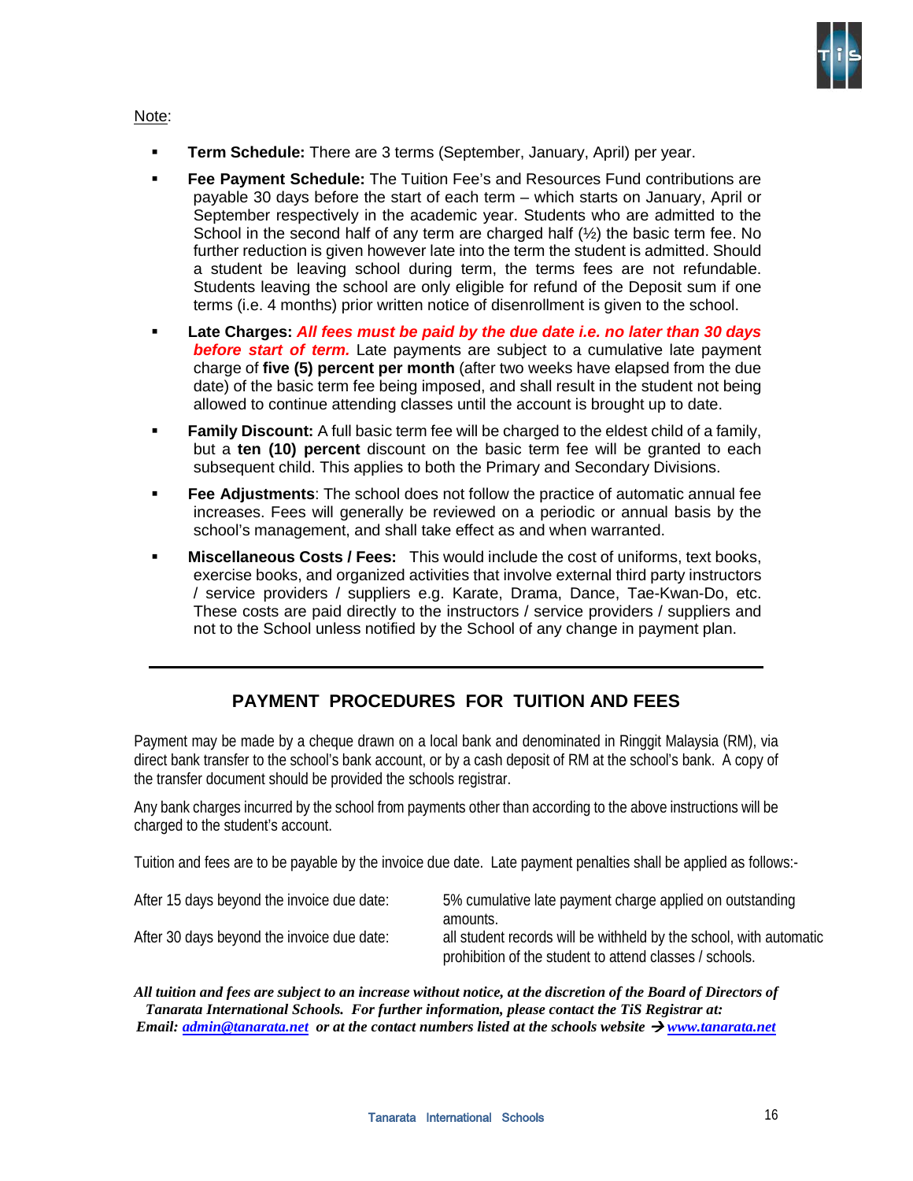Note:

- **Term Schedule:** There are 3 terms (September, January, April) per year.
- **Fee Payment Schedule:** The Tuition Fee's and Resources Fund contributions are payable 30 days before the start of each term – which starts on January, April or September respectively in the academic year. Students who are admitted to the School in the second half of any term are charged half (½) the basic term fee. No further reduction is given however late into the term the student is admitted. Should a student be leaving school during term, the terms fees are not refundable. Students leaving the school are only eligible for refund of the Deposit sum if one terms (i.e. 4 months) prior written notice of disenrollment is given to the school.
- **Late Charges:** ***All fees must be paid by the due date i.e. no later than 30 days before start of term.*** Late payments are subject to a cumulative late payment charge of **five (5) percent per month** (after two weeks have elapsed from the due date) of the basic term fee being imposed, and shall result in the student not being allowed to continue attending classes until the account is brought up to date.
- **Family Discount:** A full basic term fee will be charged to the eldest child of a family, but a **ten (10) percent** discount on the basic term fee will be granted to each subsequent child. This applies to both the Primary and Secondary Divisions.
- **Fee Adjustments**: The school does not follow the practice of automatic annual fee increases. Fees will generally be reviewed on a periodic or annual basis by the school's management, and shall take effect as and when warranted.
- **Miscellaneous Costs / Fees:** This would include the cost of uniforms, text books, exercise books, and organized activities that involve external third party instructors / service providers / suppliers e.g. Karate, Drama, Dance, Tae-Kwan-Do, etc. These costs are paid directly to the instructors / service providers / suppliers and not to the School unless notified by the School of any change in payment plan.

---

## PAYMENT PROCEDURES FOR TUITION AND FEES

Payment may be made by a cheque drawn on a local bank and denominated in Ringgit Malaysia (RM), via direct bank transfer to the school's bank account, or by a cash deposit of RM at the school's bank. A copy of the transfer document should be provided the schools registrar.

Any bank charges incurred by the school from payments other than according to the above instructions will be charged to the student's account.

Tuition and fees are to be payable by the invoice due date. Late payment penalties shall be applied as follows:-

| | |
|---|---|
| After 15 days beyond the invoice due date: | 5% cumulative late payment charge applied on outstanding amounts. |
| After 30 days beyond the invoice due date: | all student records will be withheld by the school, with automatic prohibition of the student to attend classes / schools. |

***All tuition and fees are subject to an increase without notice, at the discretion of the Board of Directors of Tanarata International Schools. For further information, please contact the TiS Registrar at: Email: [admin@tanarata.net](mailto:admin@tanarata.net) or at the contact numbers listed at the schools website → [www.tanarata.net](http://www.tanarata.net)***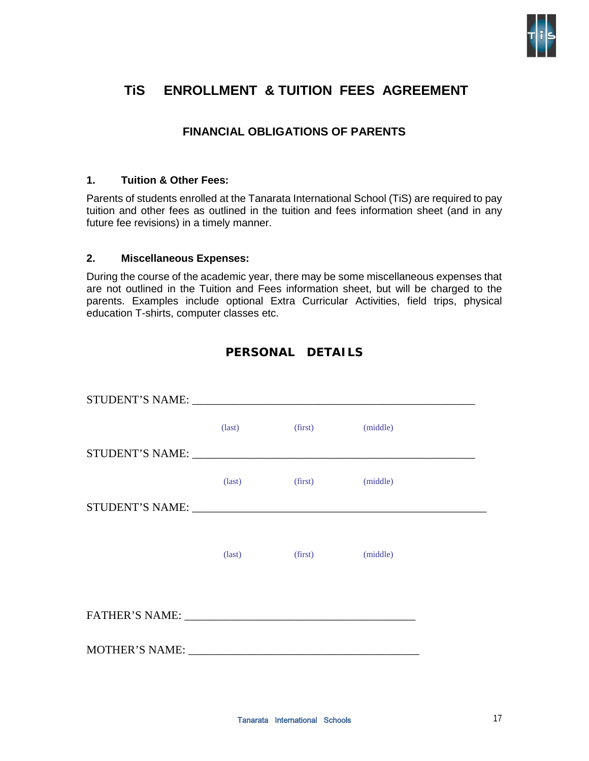# TiS ENROLLMENT & TUITION FEES AGREEMENT

## FINANCIAL OBLIGATIONS OF PARENTS

### 1. Tuition & Other Fees:

Parents of students enrolled at the Tanarata International School (TiS) are required to pay tuition and other fees as outlined in the tuition and fees information sheet (and in any future fee revisions) in a timely manner.

### 2. Miscellaneous Expenses:

During the course of the academic year, there may be some miscellaneous expenses that are not outlined in the Tuition and Fees information sheet, but will be charged to the parents. Examples include optional Extra Curricular Activities, field trips, physical education T-shirts, computer classes etc.

## PERSONAL DETAILS

STUDENT'S NAME: ___________________________________________________

(last) (first) (middle)

STUDENT'S NAME: ___________________________________________________

(last) (first) (middle)

STUDENT'S NAME: ___________________________________________________

(last) (first) (middle)

FATHER'S NAME: ________________________________________

MOTHER'S NAME: ________________________________________

Tanarata International Schools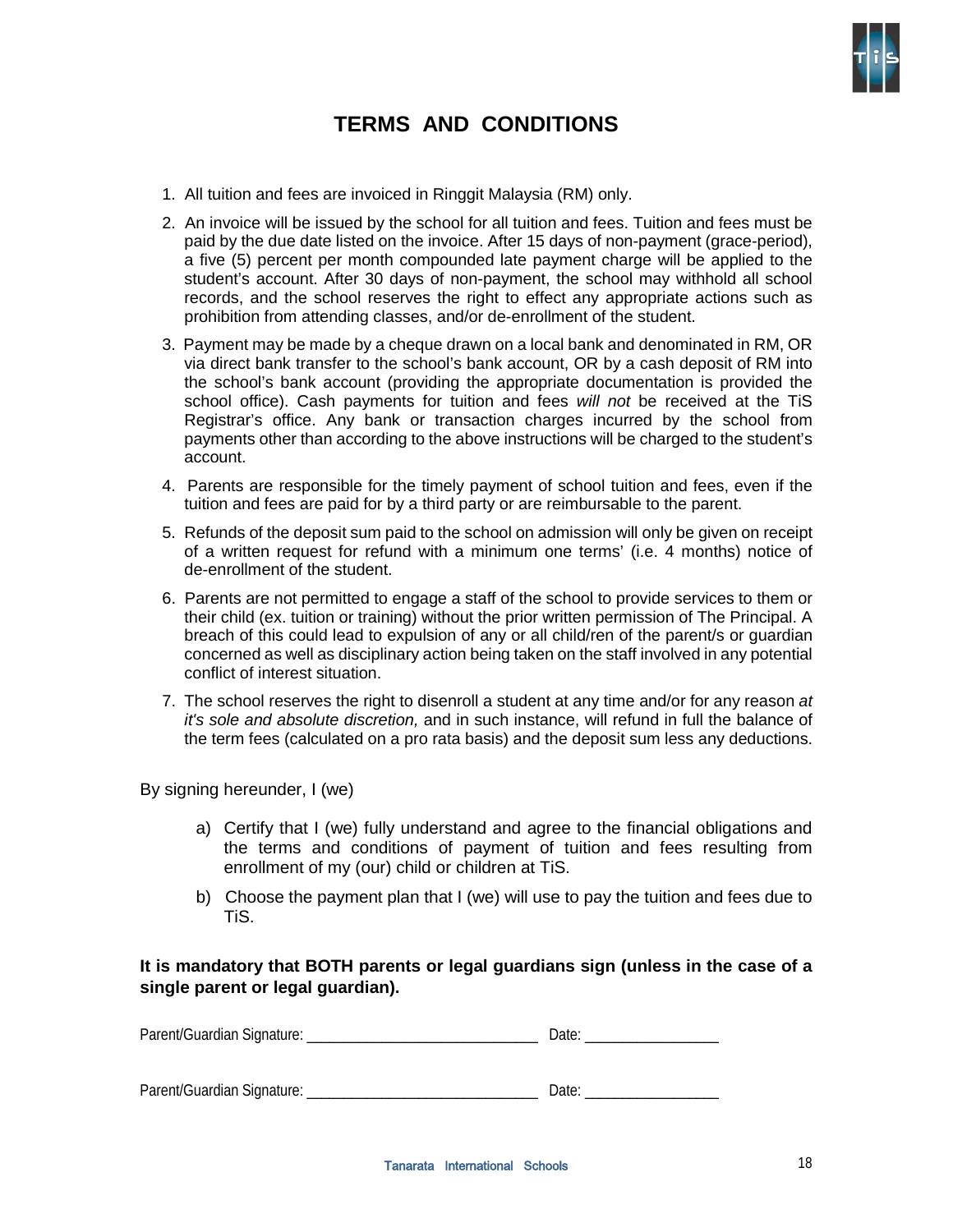# TERMS AND CONDITIONS

1. All tuition and fees are invoiced in Ringgit Malaysia (RM) only.
2. An invoice will be issued by the school for all tuition and fees. Tuition and fees must be paid by the due date listed on the invoice. After 15 days of non-payment (grace-period), a five (5) percent per month compounded late payment charge will be applied to the student's account. After 30 days of non-payment, the school may withhold all school records, and the school reserves the right to effect any appropriate actions such as prohibition from attending classes, and/or de-enrollment of the student.
3. Payment may be made by a cheque drawn on a local bank and denominated in RM, OR via direct bank transfer to the school's bank account, OR by a cash deposit of RM into the school's bank account (providing the appropriate documentation is provided the school office). Cash payments for tuition and fees *will not* be received at the TiS Registrar's office. Any bank or transaction charges incurred by the school from payments other than according to the above instructions will be charged to the student's account.
4. Parents are responsible for the timely payment of school tuition and fees, even if the tuition and fees are paid for by a third party or are reimbursable to the parent.
5. Refunds of the deposit sum paid to the school on admission will only be given on receipt of a written request for refund with a minimum one terms' (i.e. 4 months) notice of de-enrollment of the student.
6. Parents are not permitted to engage a staff of the school to provide services to them or their child (ex. tuition or training) without the prior written permission of The Principal. A breach of this could lead to expulsion of any or all child/ren of the parent/s or guardian concerned as well as disciplinary action being taken on the staff involved in any potential conflict of interest situation.
7. The school reserves the right to disenroll a student at any time and/or for any reason *at it's sole and absolute discretion,* and in such instance, will refund in full the balance of the term fees (calculated on a pro rata basis) and the deposit sum less any deductions.

By signing hereunder, I (we)

a) Certify that I (we) fully understand and agree to the financial obligations and the terms and conditions of payment of tuition and fees resulting from enrollment of my (our) child or children at TiS.

b) Choose the payment plan that I (we) will use to pay the tuition and fees due to TiS.

**It is mandatory that BOTH parents or legal guardians sign (unless in the case of a single parent or legal guardian).**

Parent/Guardian Signature: ______________________________ Date: _________________

Parent/Guardian Signature: ______________________________ Date: _________________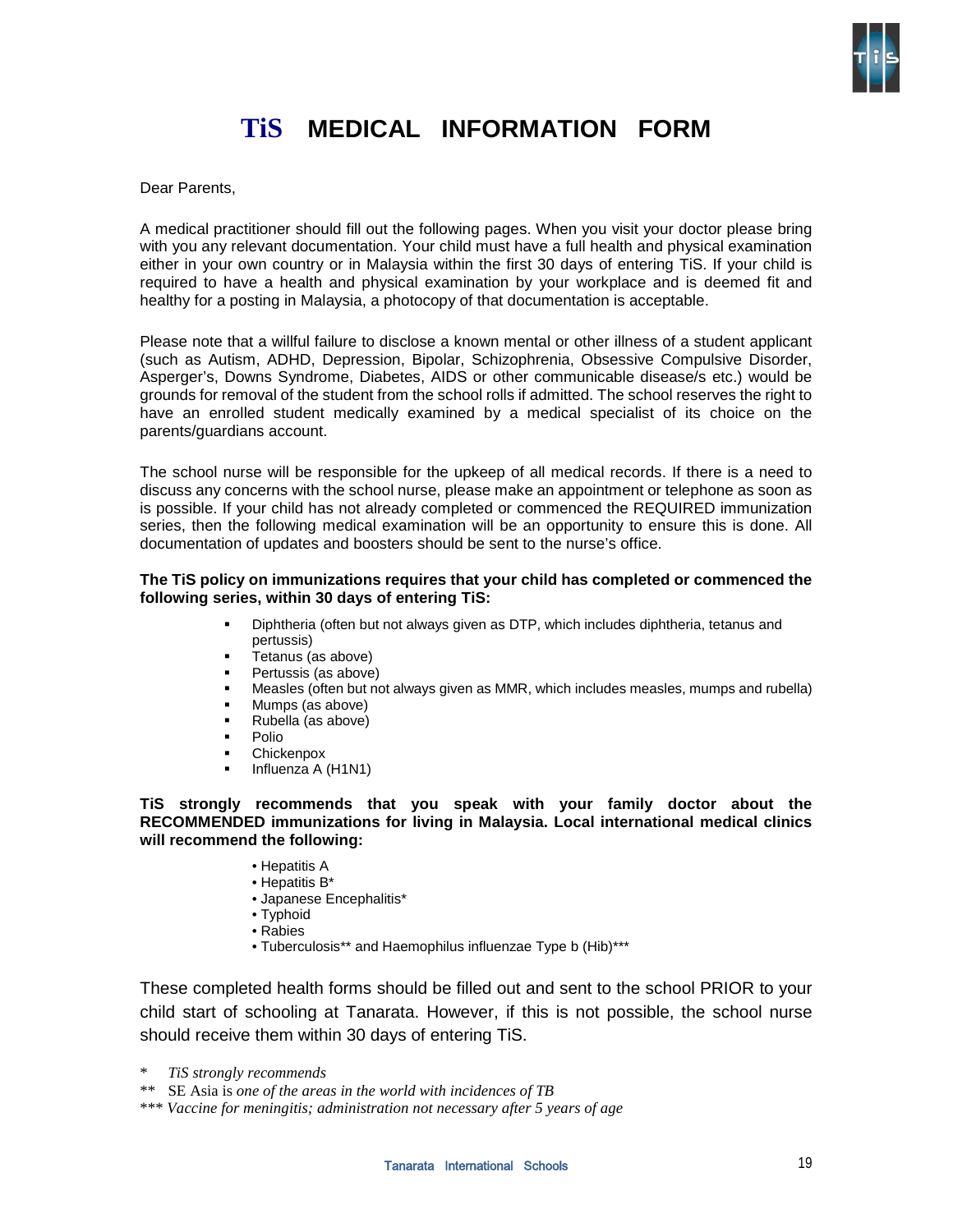# TiS MEDICAL INFORMATION FORM

Dear Parents,

A medical practitioner should fill out the following pages. When you visit your doctor please bring with you any relevant documentation. Your child must have a full health and physical examination either in your own country or in Malaysia within the first 30 days of entering TiS. If your child is required to have a health and physical examination by your workplace and is deemed fit and healthy for a posting in Malaysia, a photocopy of that documentation is acceptable.

Please note that a willful failure to disclose a known mental or other illness of a student applicant (such as Autism, ADHD, Depression, Bipolar, Schizophrenia, Obsessive Compulsive Disorder, Asperger's, Downs Syndrome, Diabetes, AIDS or other communicable disease/s etc.) would be grounds for removal of the student from the school rolls if admitted. The school reserves the right to have an enrolled student medically examined by a medical specialist of its choice on the parents/guardians account.

The school nurse will be responsible for the upkeep of all medical records. If there is a need to discuss any concerns with the school nurse, please make an appointment or telephone as soon as is possible. If your child has not already completed or commenced the REQUIRED immunization series, then the following medical examination will be an opportunity to ensure this is done. All documentation of updates and boosters should be sent to the nurse's office.

**The TiS policy on immunizations requires that your child has completed or commenced the following series, within 30 days of entering TiS:**

- Diphtheria (often but not always given as DTP, which includes diphtheria, tetanus and pertussis)
- Tetanus (as above)
- Pertussis (as above)
- Measles (often but not always given as MMR, which includes measles, mumps and rubella)
- Mumps (as above)
- Rubella (as above)
- Polio
- Chickenpox
- Influenza A (H1N1)

**TiS strongly recommends that you speak with your family doctor about the RECOMMENDED immunizations for living in Malaysia. Local international medical clinics will recommend the following:**

- Hepatitis A
- Hepatitis B*
- Japanese Encephalitis*
- Typhoid
- Rabies
- Tuberculosis** and Haemophilus influenzae Type b (Hib)***

These completed health forms should be filled out and sent to the school PRIOR to your child start of schooling at Tanarata. However, if this is not possible, the school nurse should receive them within 30 days of entering TiS.

\* *TiS strongly recommends*

\*\* SE Asia is *one of the areas in the world with incidences of TB*

\*\*\* *Vaccine for meningitis; administration not necessary after 5 years of age*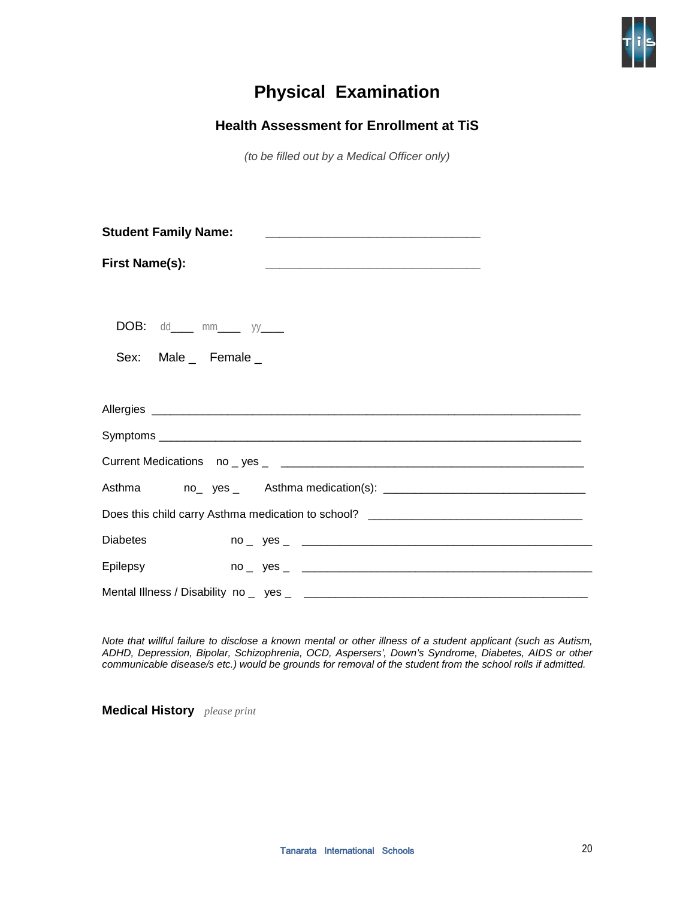# Physical Examination

## Health Assessment for Enrollment at TiS

*(to be filled out by a Medical Officer only)*

**Student Family Name:** ________________________________

**First Name(s):** ________________________________

DOB: dd___ mm___ yy___

Sex: Male _ Female _

Allergies ________________________________________________________________

Symptoms ________________________________________________________________

Current Medications no _ yes _ ____________________________________________

Asthma no_ yes _ Asthma medication(s): ______________________________

Does this child carry Asthma medication to school? ______________________________

Diabetes no _ yes _ ____________________________________________

Epilepsy no _ yes _ ____________________________________________

Mental Illness / Disability no _ yes _ ____________________________________________

*Note that willful failure to disclose a known mental or other illness of a student applicant (such as Autism, ADHD, Depression, Bipolar, Schizophrenia, OCD, Aspersers', Down's Syndrome, Diabetes, AIDS or other communicable disease/s etc.) would be grounds for removal of the student from the school rolls if admitted.*

**Medical History** *please print*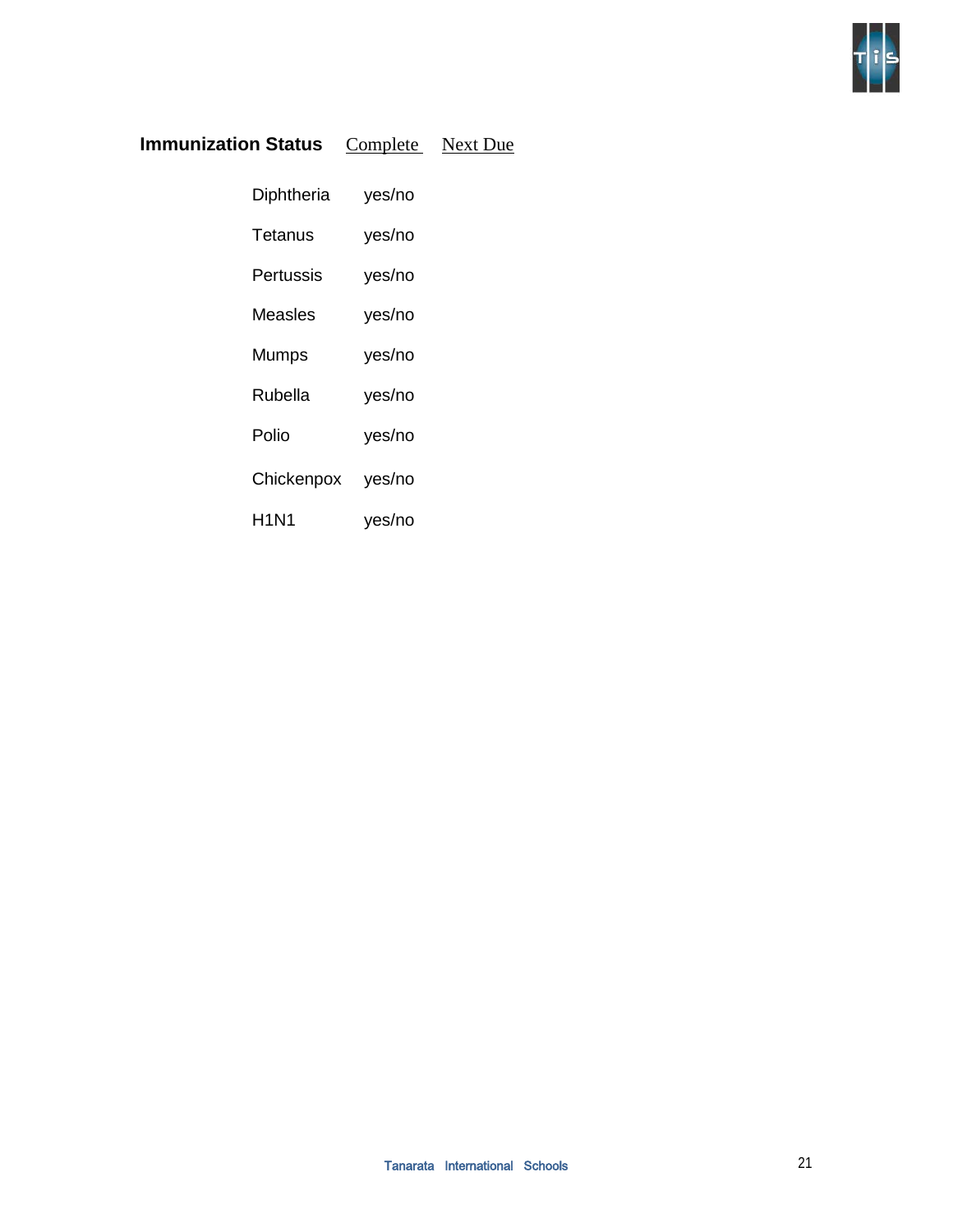| **Immunization Status** | Complete | Next Due |
| --- | --- | --- |
| Diphtheria | yes/no | |
| Tetanus | yes/no | |
| Pertussis | yes/no | |
| Measles | yes/no | |
| Mumps | yes/no | |
| Rubella | yes/no | |
| Polio | yes/no | |
| Chickenpox | yes/no | |
| H1N1 | yes/no | |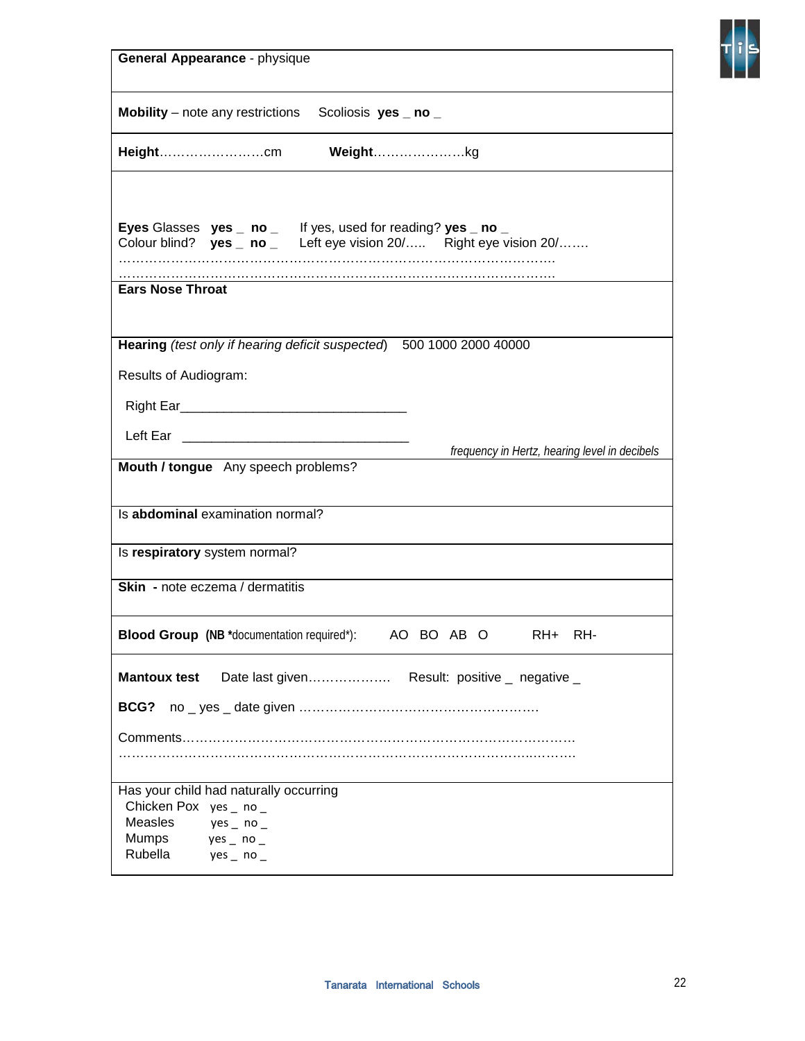**General Appearance** - physique

**Mobility** – note any restrictions   Scoliosis **yes** _ **no** _

**Height**……………………cm   **Weight**…………………kg

**Eyes** Glasses **yes** _ **no** _   If yes, used for reading? **yes** _ **no** _
Colour blind? **yes** _ **no** _   Left eye vision 20/…..   Right eye vision 20/…….
………………………………………………………………………………………
………………………………………………………………………………………

**Ears Nose Throat**

**Hearing** *(test only if hearing deficit suspected)*   500 1000 2000 40000

Results of Audiogram:

Right Ear_______________________________

Left Ear _______________________________

*frequency in Hertz, hearing level in decibels*

**Mouth / tongue**   Any speech problems?

Is **abdominal** examination normal?

Is **respiratory** system normal?

**Skin** - note eczema / dermatitis

**Blood Group** (**NB** ***documentation required***):   AO BO AB O   RH+ RH-

**Mantoux test**   Date last given……………….   Result: positive _ negative _

**BCG?**   no _ yes _ date given ……………………………………………….

Comments………………………………………………………………………………
………………………………………………………………………………………

Has your child had naturally occurring
- Chicken Pox yes _ no _
- Measles yes _ no _
- Mumps yes _ no _
- Rubella yes _ no _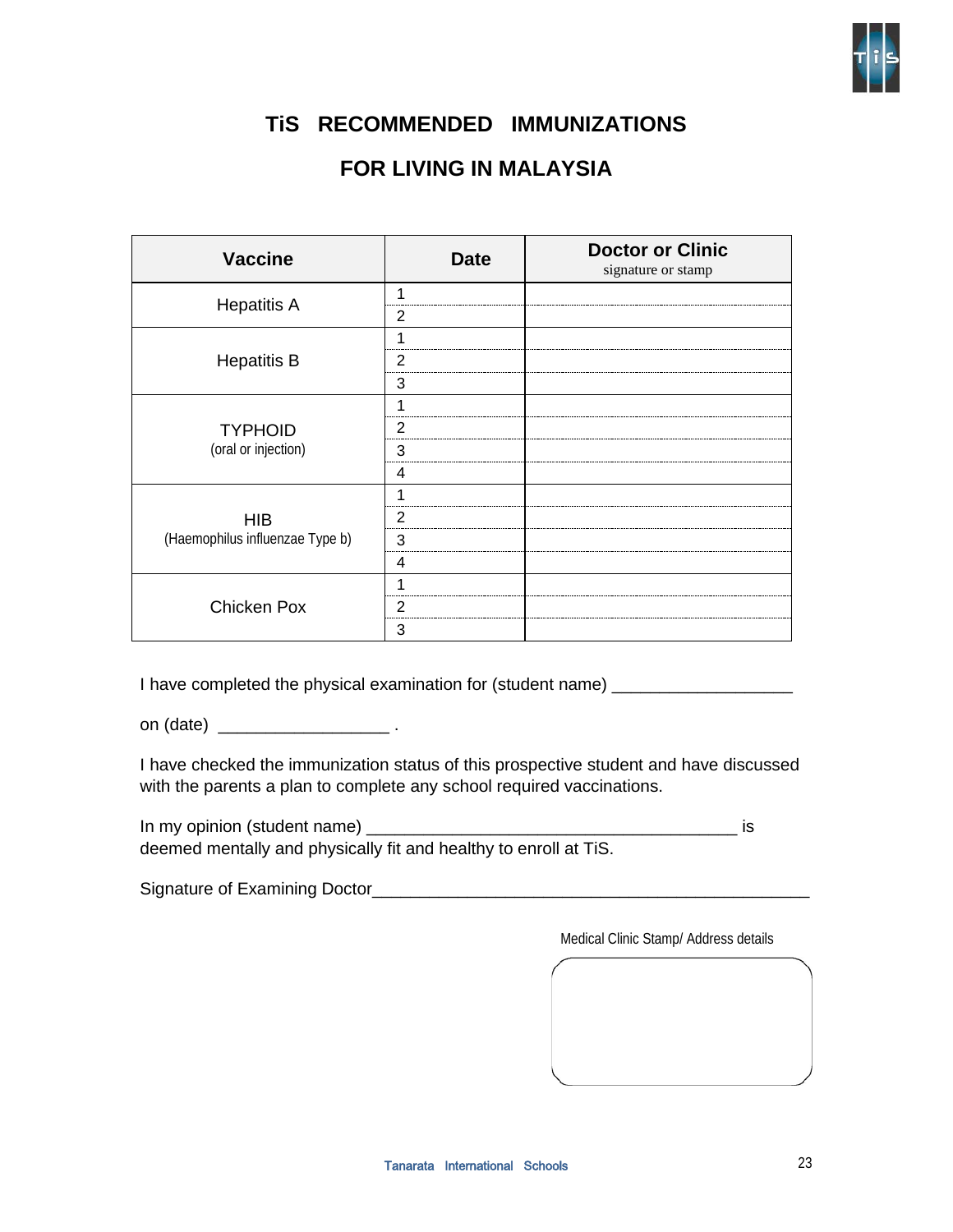# TiS RECOMMENDED IMMUNIZATIONS

# FOR LIVING IN MALAYSIA

| Vaccine | Date | Doctor or Clinic<br>signature or stamp |
|---|---|---|
| Hepatitis A | 1 | |
| | 2 | |
| Hepatitis B | 1 | |
| | 2 | |
| | 3 | |
| TYPHOID<br>(oral or injection) | 1 | |
| | 2 | |
| | 3 | |
| | 4 | |
| HIB<br>(Haemophilus influenzae Type b) | 1 | |
| | 2 | |
| | 3 | |
| | 4 | |
| Chicken Pox | 1 | |
| | 2 | |
| | 3 | |

I have completed the physical examination for (student name) ___________________

on (date) __________________ .

I have checked the immunization status of this prospective student and have discussed with the parents a plan to complete any school required vaccinations.

In my opinion (student name) _______________________________________ is deemed mentally and physically fit and healthy to enroll at TiS.

Signature of Examining Doctor_______________________________________________

Medical Clinic Stamp/ Address details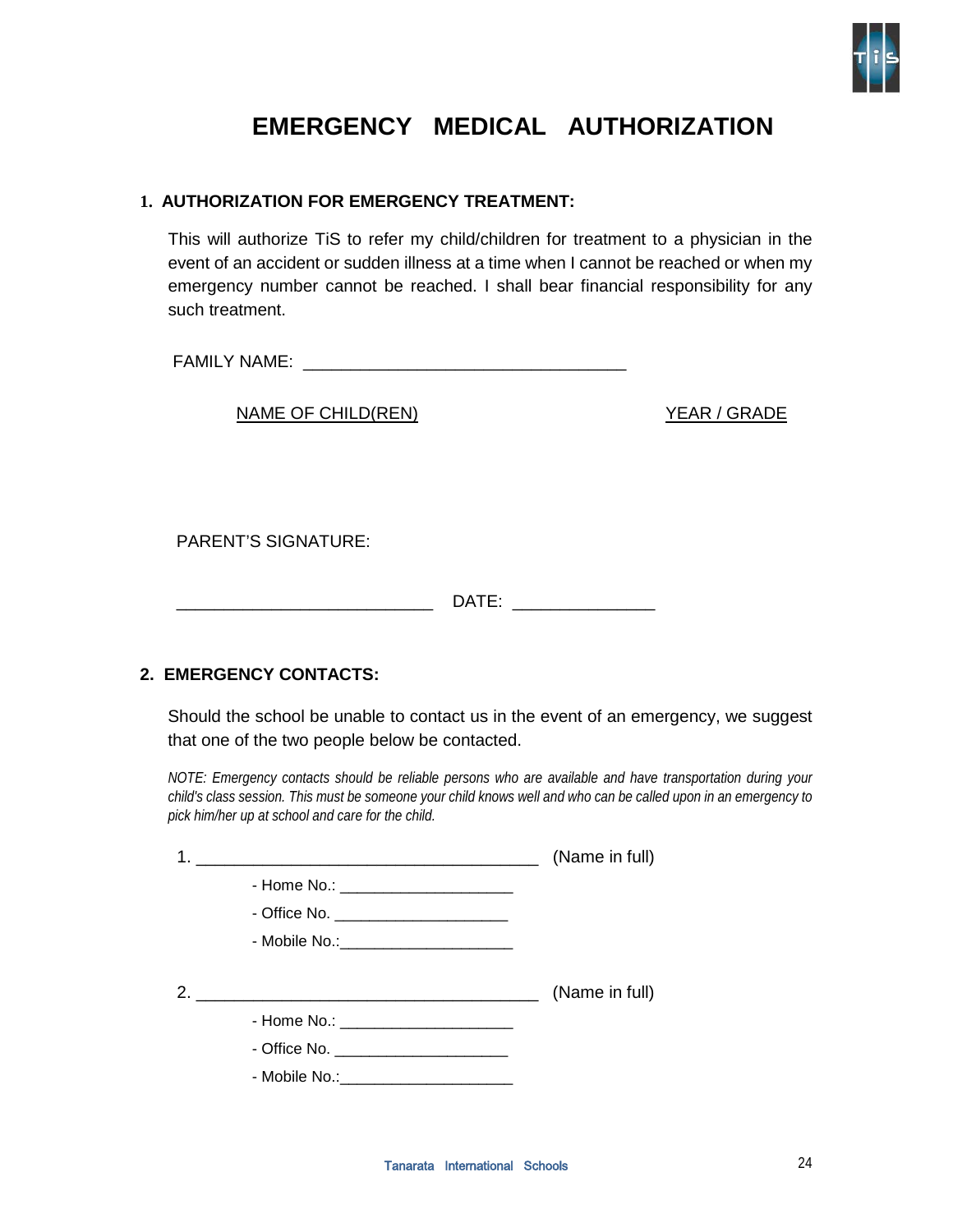# EMERGENCY MEDICAL AUTHORIZATION

## 1. AUTHORIZATION FOR EMERGENCY TREATMENT:

This will authorize TiS to refer my child/children for treatment to a physician in the event of an accident or sudden illness at a time when I cannot be reached or when my emergency number cannot be reached. I shall bear financial responsibility for any such treatment.

FAMILY NAME: ________________________________

| NAME OF CHILD(REN) | YEAR / GRADE |
|---|---|
| | |

PARENT'S SIGNATURE:

________________________ DATE: ____________

## 2. EMERGENCY CONTACTS:

Should the school be unable to contact us in the event of an emergency, we suggest that one of the two people below be contacted.

*NOTE: Emergency contacts should be reliable persons who are available and have transportation during your child's class session. This must be someone your child knows well and who can be called upon in an emergency to pick him/her up at school and care for the child.*

1. ________________________________ (Name in full)
   - Home No.: ________________
   - Office No. ________________
   - Mobile No.:________________

2. ________________________________ (Name in full)
   - Home No.: ________________
   - Office No. ________________
   - Mobile No.:________________

Tanarata International Schools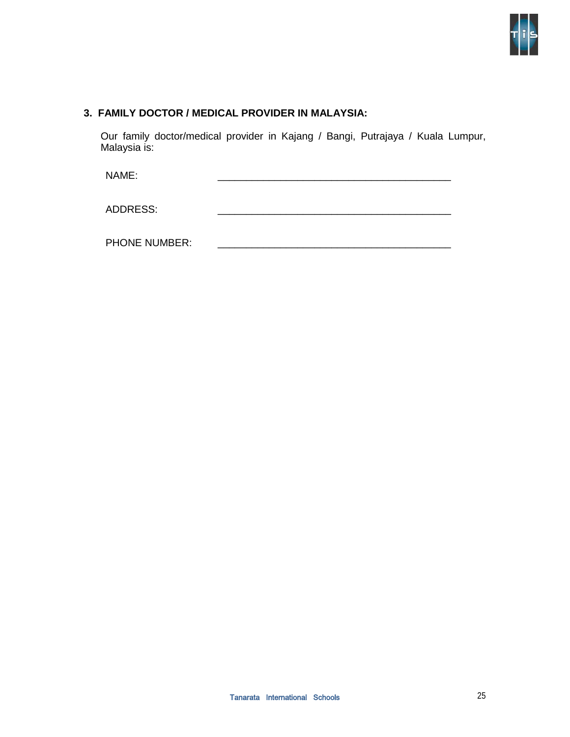### 3. FAMILY DOCTOR / MEDICAL PROVIDER IN MALAYSIA:

Our family doctor/medical provider in Kajang / Bangi, Putrajaya / Kuala Lumpur, Malaysia is:

NAME: ___________________________________________

ADDRESS: ___________________________________________

PHONE NUMBER: ___________________________________________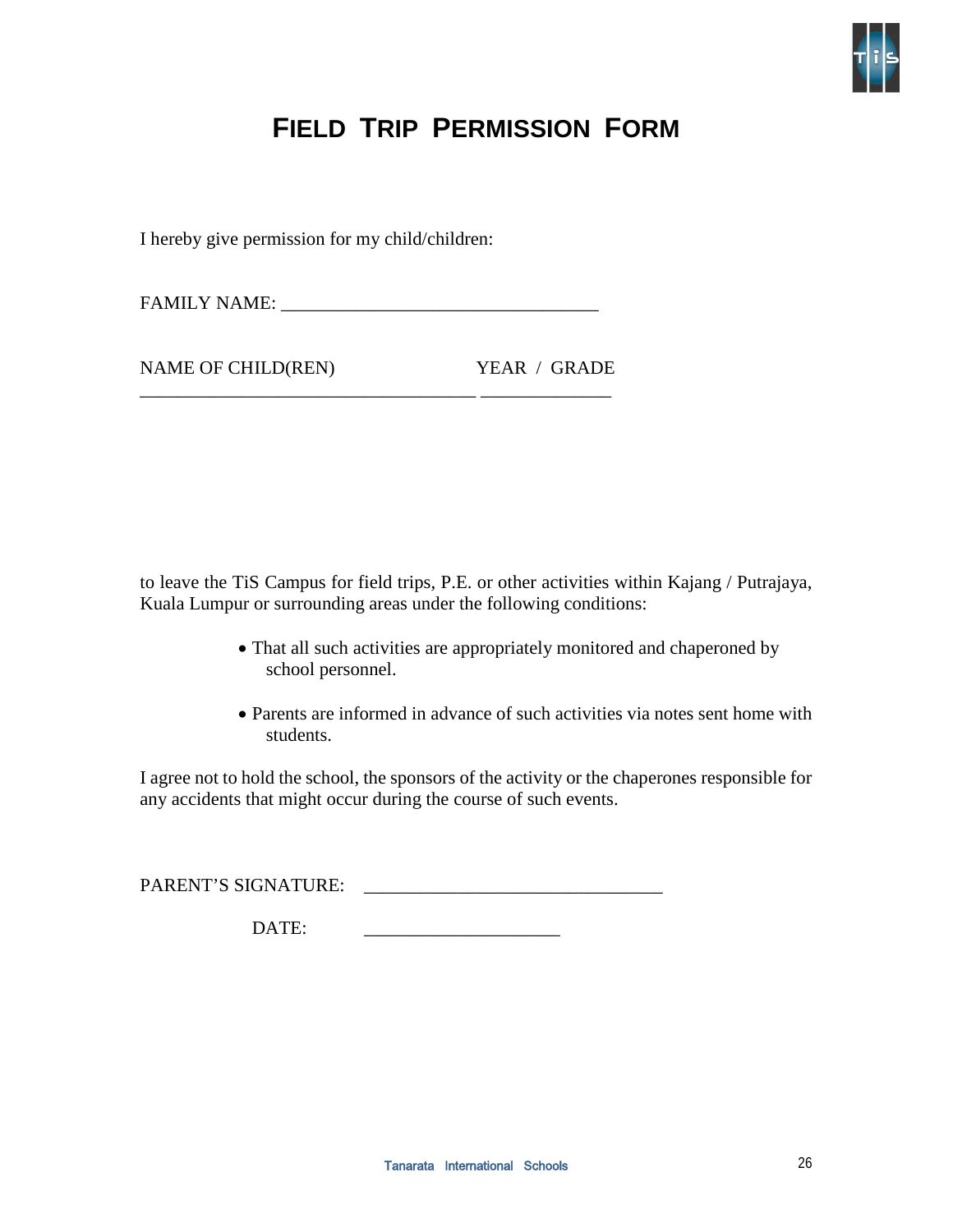# Field Trip Permission Form

I hereby give permission for my child/children:

FAMILY NAME: ___________________________________

NAME OF CHILD(REN)                    YEAR / GRADE

_____________________________________ ______________

to leave the TiS Campus for field trips, P.E. or other activities within Kajang / Putrajaya, Kuala Lumpur or surrounding areas under the following conditions:

- That all such activities are appropriately monitored and chaperoned by school personnel.
- Parents are informed in advance of such activities via notes sent home with students.

I agree not to hold the school, the sponsors of the activity or the chaperones responsible for any accidents that might occur during the course of such events.

PARENT'S SIGNATURE: _________________________________

DATE: ______________________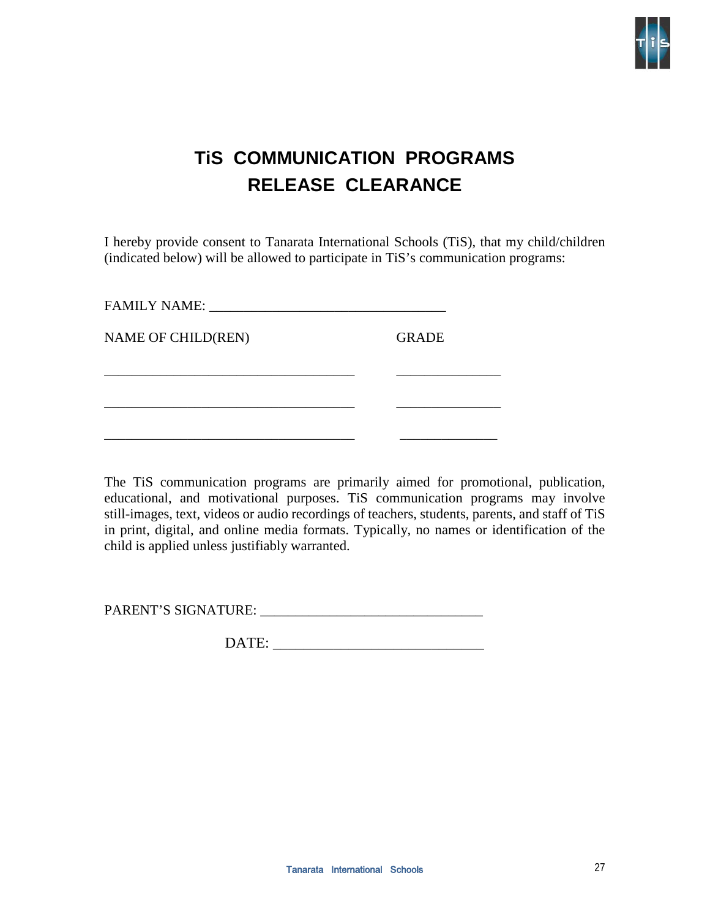# TiS COMMUNICATION PROGRAMS RELEASE CLEARANCE

I hereby provide consent to Tanarata International Schools (TiS), that my child/children (indicated below) will be allowed to participate in TiS's communication programs:

FAMILY NAME: ___________________________________

| NAME OF CHILD(REN) | GRADE |
|---|---|
| _____________________________________ | _______________ |
| _____________________________________ | _______________ |
| _____________________________________ | ______________ |

The TiS communication programs are primarily aimed for promotional, publication, educational, and motivational purposes. TiS communication programs may involve still-images, text, videos or audio recordings of teachers, students, parents, and staff of TiS in print, digital, and online media formats. Typically, no names or identification of the child is applied unless justifiably warranted.

PARENT'S SIGNATURE: _________________________________

DATE: _______________________________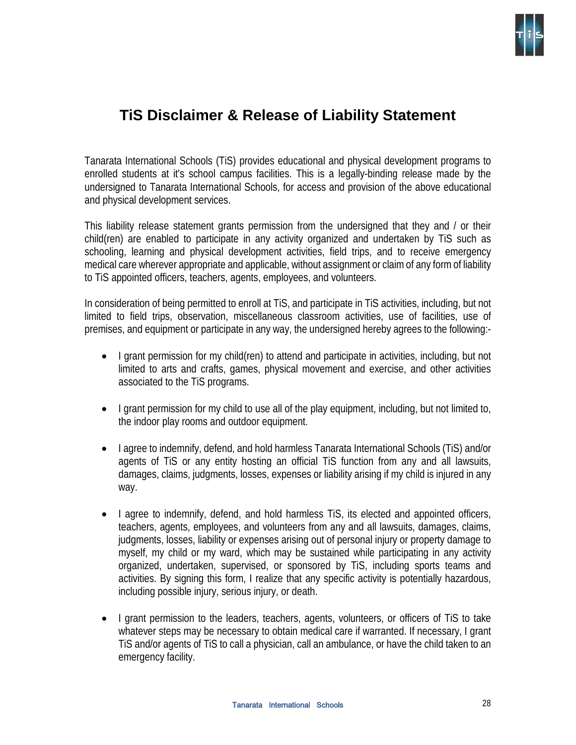# TiS Disclaimer & Release of Liability Statement

Tanarata International Schools (TiS) provides educational and physical development programs to enrolled students at it's school campus facilities. This is a legally-binding release made by the undersigned to Tanarata International Schools, for access and provision of the above educational and physical development services.

This liability release statement grants permission from the undersigned that they and / or their child(ren) are enabled to participate in any activity organized and undertaken by TiS such as schooling, learning and physical development activities, field trips, and to receive emergency medical care wherever appropriate and applicable, without assignment or claim of any form of liability to TiS appointed officers, teachers, agents, employees, and volunteers.

In consideration of being permitted to enroll at TiS, and participate in TiS activities, including, but not limited to field trips, observation, miscellaneous classroom activities, use of facilities, use of premises, and equipment or participate in any way, the undersigned hereby agrees to the following:-

- I grant permission for my child(ren) to attend and participate in activities, including, but not limited to arts and crafts, games, physical movement and exercise, and other activities associated to the TiS programs.

- I grant permission for my child to use all of the play equipment, including, but not limited to, the indoor play rooms and outdoor equipment.

- I agree to indemnify, defend, and hold harmless Tanarata International Schools (TiS) and/or agents of TiS or any entity hosting an official TiS function from any and all lawsuits, damages, claims, judgments, losses, expenses or liability arising if my child is injured in any way.

- I agree to indemnify, defend, and hold harmless TiS, its elected and appointed officers, teachers, agents, employees, and volunteers from any and all lawsuits, damages, claims, judgments, losses, liability or expenses arising out of personal injury or property damage to myself, my child or my ward, which may be sustained while participating in any activity organized, undertaken, supervised, or sponsored by TiS, including sports teams and activities. By signing this form, I realize that any specific activity is potentially hazardous, including possible injury, serious injury, or death.

- I grant permission to the leaders, teachers, agents, volunteers, or officers of TiS to take whatever steps may be necessary to obtain medical care if warranted. If necessary, I grant TiS and/or agents of TiS to call a physician, call an ambulance, or have the child taken to an emergency facility.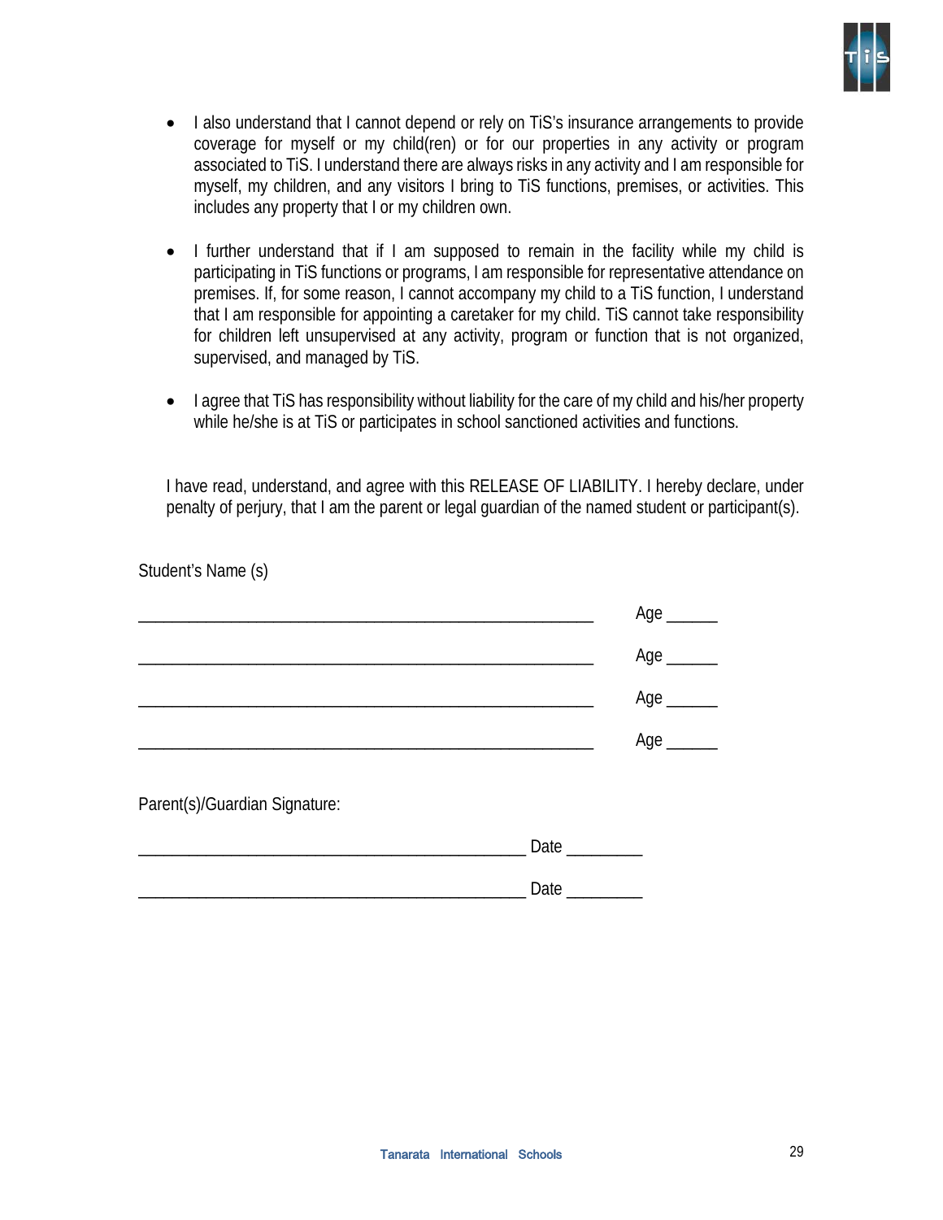- I also understand that I cannot depend or rely on TiS's insurance arrangements to provide coverage for myself or my child(ren) or for our properties in any activity or program associated to TiS. I understand there are always risks in any activity and I am responsible for myself, my children, and any visitors I bring to TiS functions, premises, or activities. This includes any property that I or my children own.

- I further understand that if I am supposed to remain in the facility while my child is participating in TiS functions or programs, I am responsible for representative attendance on premises. If, for some reason, I cannot accompany my child to a TiS function, I understand that I am responsible for appointing a caretaker for my child. TiS cannot take responsibility for children left unsupervised at any activity, program or function that is not organized, supervised, and managed by TiS.

- I agree that TiS has responsibility without liability for the care of my child and his/her property while he/she is at TiS or participates in school sanctioned activities and functions.

I have read, understand, and agree with this RELEASE OF LIABILITY. I hereby declare, under penalty of perjury, that I am the parent or legal guardian of the named student or participant(s).

Student's Name (s)

_______________________________________________ Age ______

_______________________________________________ Age ______

_______________________________________________ Age ______

_______________________________________________ Age ______

Parent(s)/Guardian Signature:

________________________________________ Date _________

________________________________________ Date _________